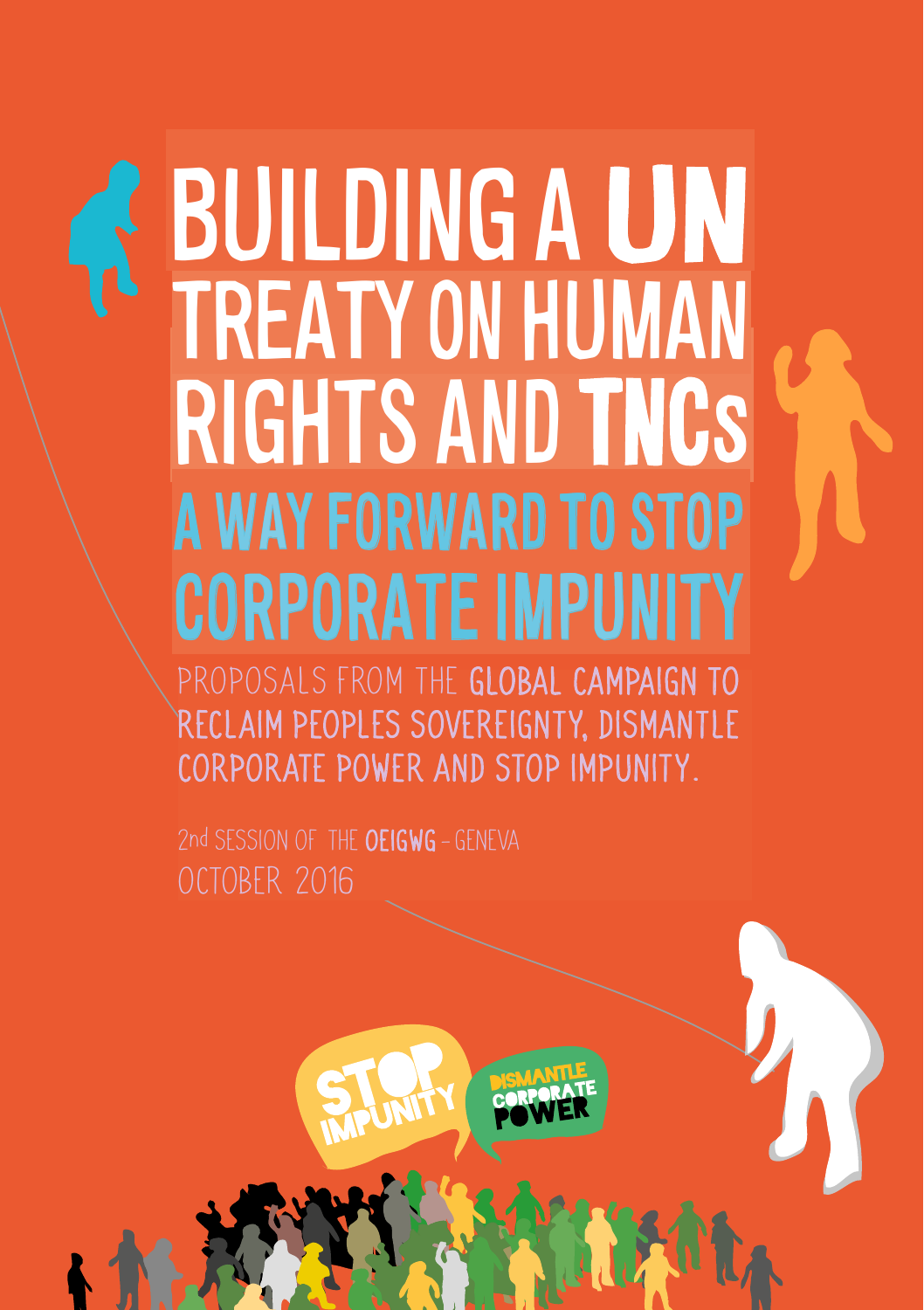# BUILDING A UN TREATY ON HUMAN RIGHTS AND TNCs

## A WAY FORWARD TO STOP CORPORATE IMPUNITY

PROPOSALS FROM THE **GLOBAL CAMPAIGN TO RECLAIM PEOPLES SOVEREIGNTY, DISMANTLE CORPORATE POWER AND STOP IMPUNITY.**

2nd SESSION OF THE **OEIGWG** - GENEVA
OCTOBER 2016

STOP IMPUNITY

DISMANTLE CORPORATE POWER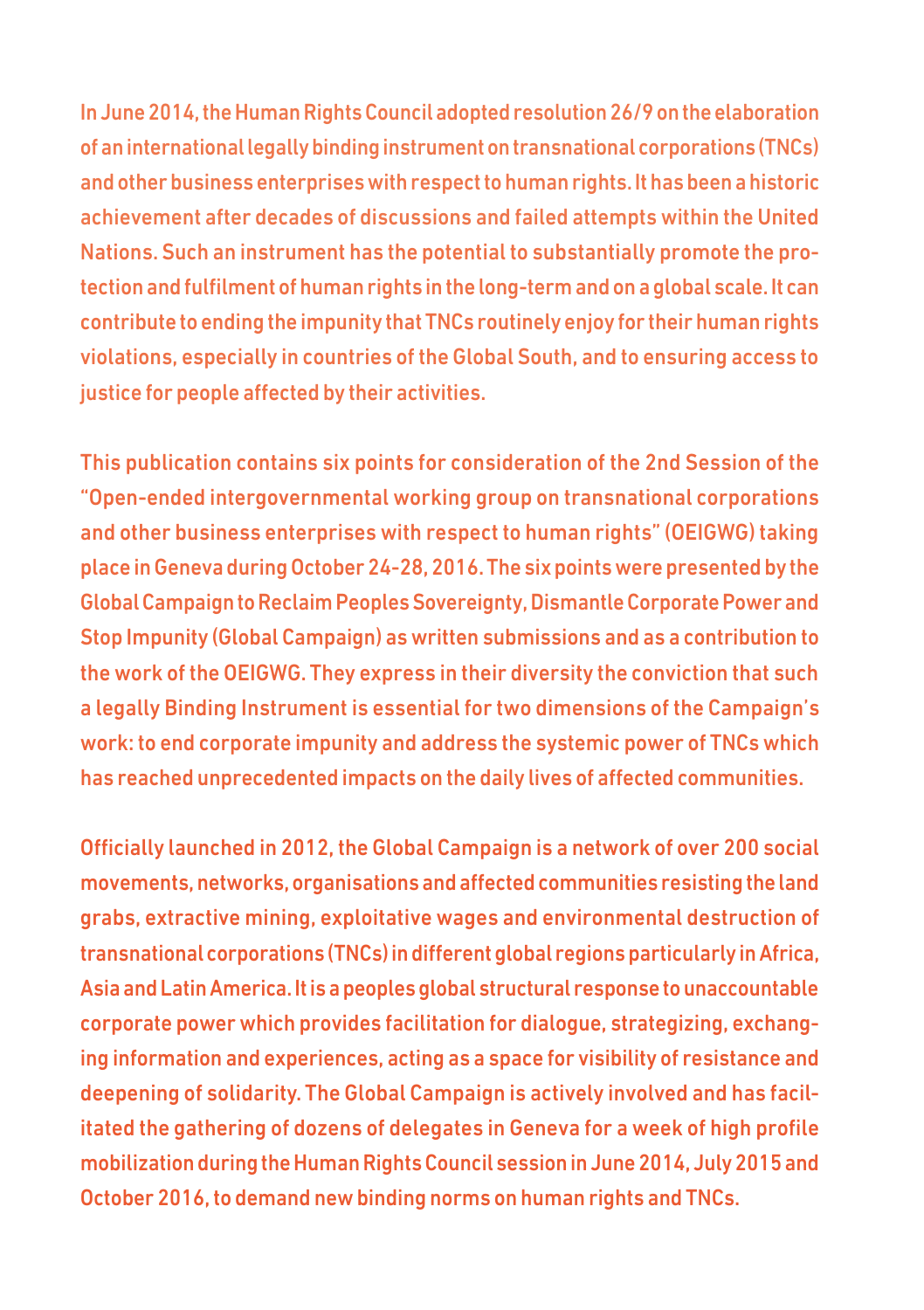In June 2014, the Human Rights Council adopted resolution 26/9 on the elaboration of an international legally binding instrument on transnational corporations (TNCs) and other business enterprises with respect to human rights. It has been a historic achievement after decades of discussions and failed attempts within the United Nations. Such an instrument has the potential to substantially promote the protection and fulfilment of human rights in the long-term and on a global scale. It can contribute to ending the impunity that TNCs routinely enjoy for their human rights violations, especially in countries of the Global South, and to ensuring access to justice for people affected by their activities.

This publication contains six points for consideration of the 2nd Session of the "Open-ended intergovernmental working group on transnational corporations and other business enterprises with respect to human rights" (OEIGWG) taking place in Geneva during October 24-28, 2016. The six points were presented by the Global Campaign to Reclaim Peoples Sovereignty, Dismantle Corporate Power and Stop Impunity (Global Campaign) as written submissions and as a contribution to the work of the OEIGWG. They express in their diversity the conviction that such a legally Binding Instrument is essential for two dimensions of the Campaign's work: to end corporate impunity and address the systemic power of TNCs which has reached unprecedented impacts on the daily lives of affected communities.

Officially launched in 2012, the Global Campaign is a network of over 200 social movements, networks, organisations and affected communities resisting the land grabs, extractive mining, exploitative wages and environmental destruction of transnational corporations (TNCs) in different global regions particularly in Africa, Asia and Latin America. It is a peoples global structural response to unaccountable corporate power which provides facilitation for dialogue, strategizing, exchanging information and experiences, acting as a space for visibility of resistance and deepening of solidarity. The Global Campaign is actively involved and has facilitated the gathering of dozens of delegates in Geneva for a week of high profile mobilization during the Human Rights Council session in June 2014, July 2015 and October 2016, to demand new binding norms on human rights and TNCs.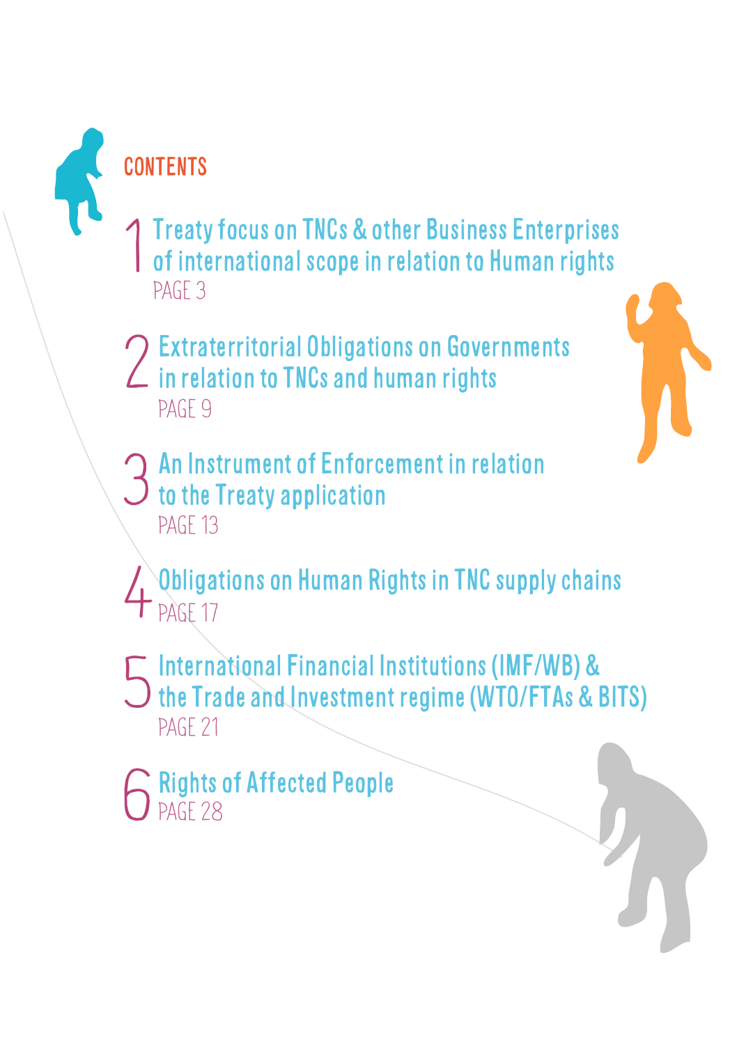# CONTENTS

1. Treaty focus on TNCs & other Business Enterprises of international scope in relation to Human rights
   PAGE 3

2. Extraterritorial Obligations on Governments in relation to TNCs and human rights
   PAGE 9

3. An Instrument of Enforcement in relation to the Treaty application
   PAGE 13

4. Obligations on Human Rights in TNC supply chains
   PAGE 17

5. International Financial Institutions (IMF/WB) & the Trade and Investment regime (WTO/FTAs & BITS)
   PAGE 21

6. Rights of Affected People
   PAGE 28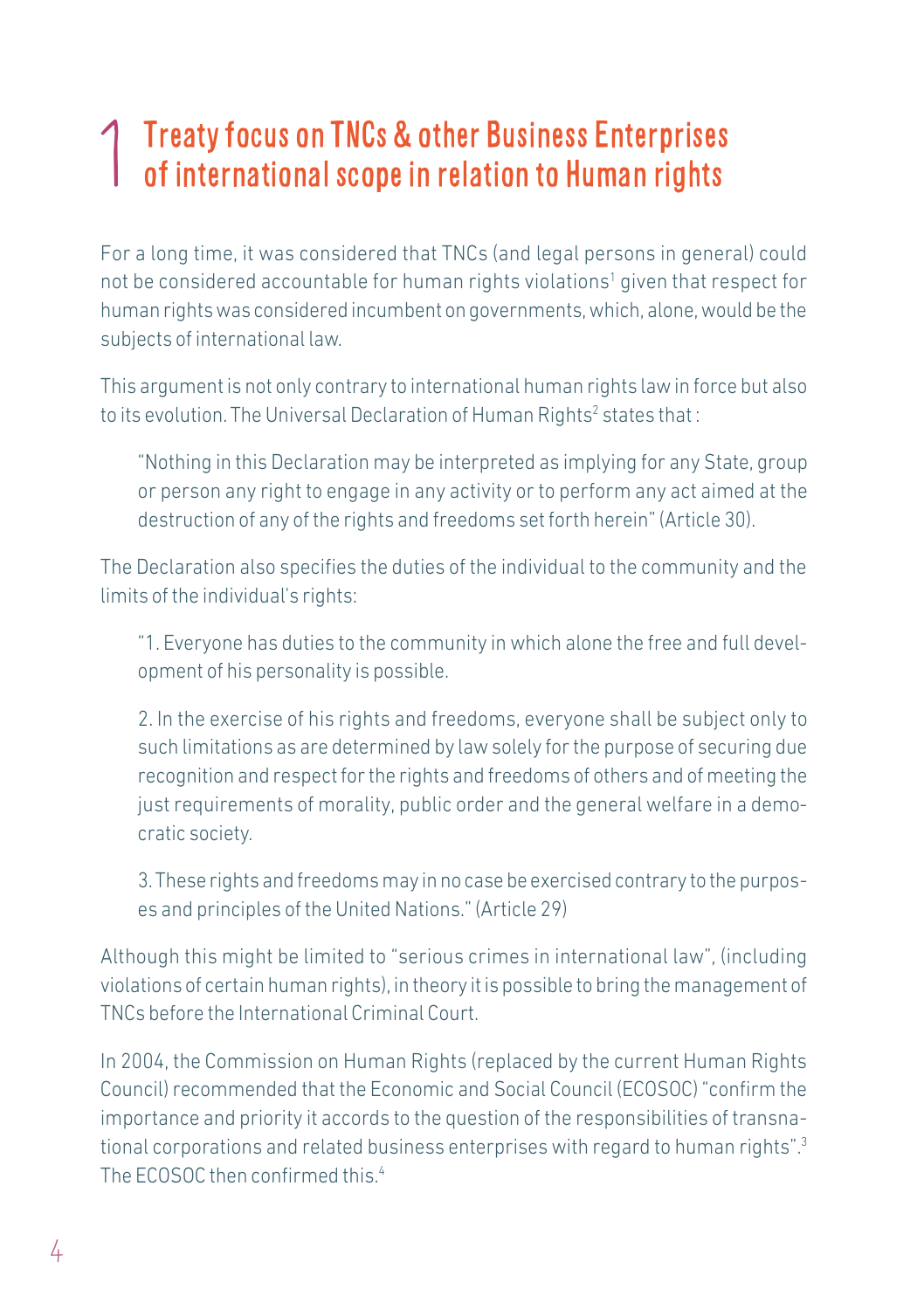# 1 Treaty focus on TNCs & other Business Enterprises of international scope in relation to Human rights

For a long time, it was considered that TNCs (and legal persons in general) could not be considered accountable for human rights violations[1] given that respect for human rights was considered incumbent on governments, which, alone, would be the subjects of international law.

This argument is not only contrary to international human rights law in force but also to its evolution. The Universal Declaration of Human Rights[2] states that :

> "Nothing in this Declaration may be interpreted as implying for any State, group or person any right to engage in any activity or to perform any act aimed at the destruction of any of the rights and freedoms set forth herein" (Article 30).

The Declaration also specifies the duties of the individual to the community and the limits of the individual's rights:

> "1. Everyone has duties to the community in which alone the free and full development of his personality is possible.
>
> 2. In the exercise of his rights and freedoms, everyone shall be subject only to such limitations as are determined by law solely for the purpose of securing due recognition and respect for the rights and freedoms of others and of meeting the just requirements of morality, public order and the general welfare in a democratic society.
>
> 3. These rights and freedoms may in no case be exercised contrary to the purposes and principles of the United Nations." (Article 29)

Although this might be limited to "serious crimes in international law", (including violations of certain human rights), in theory it is possible to bring the management of TNCs before the International Criminal Court.

In 2004, the Commission on Human Rights (replaced by the current Human Rights Council) recommended that the Economic and Social Council (ECOSOC) "confirm the importance and priority it accords to the question of the responsibilities of transnational corporations and related business enterprises with regard to human rights".[3] The ECOSOC then confirmed this.[4]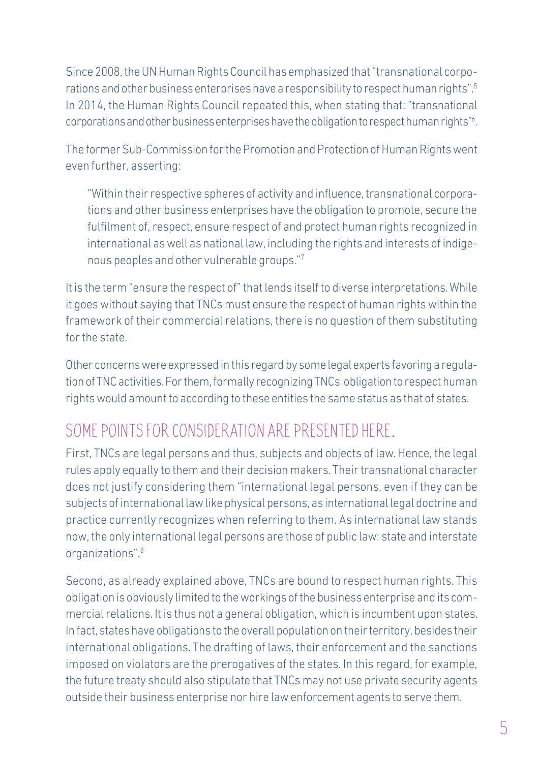Since 2008, the UN Human Rights Council has emphasized that "transnational corporations and other business enterprises have a responsibility to respect human rights".[5] In 2014, the Human Rights Council repeated this, when stating that: "transnational corporations and other business enterprises have the obligation to respect human rights"[6].

The former Sub-Commission for the Promotion and Protection of Human Rights went even further, asserting:

> "Within their respective spheres of activity and influence, transnational corporations and other business enterprises have the obligation to promote, secure the fulfilment of, respect, ensure respect of and protect human rights recognized in international as well as national law, including the rights and interests of indigenous peoples and other vulnerable groups."[7]

It is the term "ensure the respect of" that lends itself to diverse interpretations. While it goes without saying that TNCs must ensure the respect of human rights within the framework of their commercial relations, there is no question of them substituting for the state.

Other concerns were expressed in this regard by some legal experts favoring a regulation of TNC activities. For them, formally recognizing TNCs' obligation to respect human rights would amount to according to these entities the same status as that of states.

## SOME POINTS FOR CONSIDERATION ARE PRESENTED HERE.

First, TNCs are legal persons and thus, subjects and objects of law. Hence, the legal rules apply equally to them and their decision makers. Their transnational character does not justify considering them "international legal persons, even if they can be subjects of international law like physical persons, as international legal doctrine and practice currently recognizes when referring to them. As international law stands now, the only international legal persons are those of public law: state and interstate organizations".[8]

Second, as already explained above, TNCs are bound to respect human rights. This obligation is obviously limited to the workings of the business enterprise and its commercial relations. It is thus not a general obligation, which is incumbent upon states. In fact, states have obligations to the overall population on their territory, besides their international obligations. The drafting of laws, their enforcement and the sanctions imposed on violators are the prerogatives of the states. In this regard, for example, the future treaty should also stipulate that TNCs may not use private security agents outside their business enterprise nor hire law enforcement agents to serve them.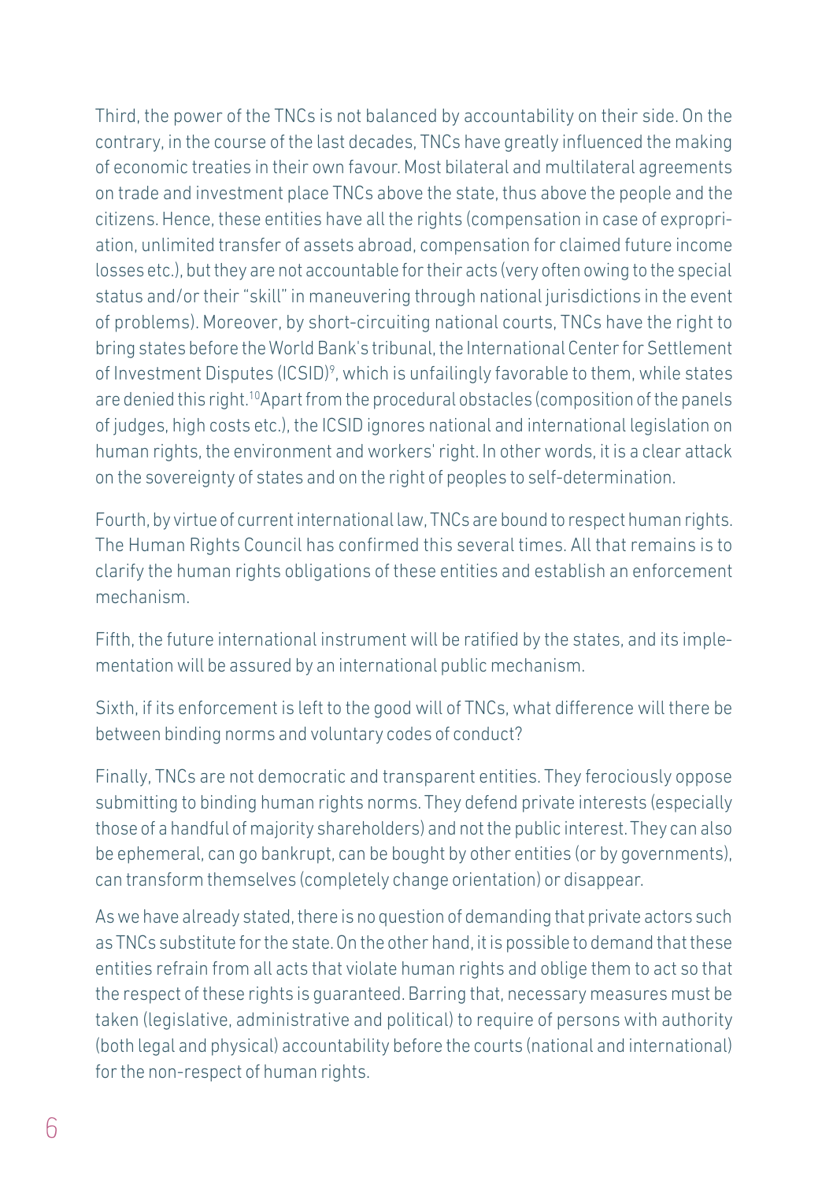Third, the power of the TNCs is not balanced by accountability on their side. On the contrary, in the course of the last decades, TNCs have greatly influenced the making of economic treaties in their own favour. Most bilateral and multilateral agreements on trade and investment place TNCs above the state, thus above the people and the citizens. Hence, these entities have all the rights (compensation in case of expropriation, unlimited transfer of assets abroad, compensation for claimed future income losses etc.), but they are not accountable for their acts (very often owing to the special status and/or their "skill" in maneuvering through national jurisdictions in the event of problems). Moreover, by short-circuiting national courts, TNCs have the right to bring states before the World Bank's tribunal, the International Center for Settlement of Investment Disputes (ICSID)[9], which is unfailingly favorable to them, while states are denied this right.[10] Apart from the procedural obstacles (composition of the panels of judges, high costs etc.), the ICSID ignores national and international legislation on human rights, the environment and workers' right. In other words, it is a clear attack on the sovereignty of states and on the right of peoples to self-determination.

Fourth, by virtue of current international law, TNCs are bound to respect human rights. The Human Rights Council has confirmed this several times. All that remains is to clarify the human rights obligations of these entities and establish an enforcement mechanism.

Fifth, the future international instrument will be ratified by the states, and its implementation will be assured by an international public mechanism.

Sixth, if its enforcement is left to the good will of TNCs, what difference will there be between binding norms and voluntary codes of conduct?

Finally, TNCs are not democratic and transparent entities. They ferociously oppose submitting to binding human rights norms. They defend private interests (especially those of a handful of majority shareholders) and not the public interest. They can also be ephemeral, can go bankrupt, can be bought by other entities (or by governments), can transform themselves (completely change orientation) or disappear.

As we have already stated, there is no question of demanding that private actors such as TNCs substitute for the state. On the other hand, it is possible to demand that these entities refrain from all acts that violate human rights and oblige them to act so that the respect of these rights is guaranteed. Barring that, necessary measures must be taken (legislative, administrative and political) to require of persons with authority (both legal and physical) accountability before the courts (national and international) for the non-respect of human rights.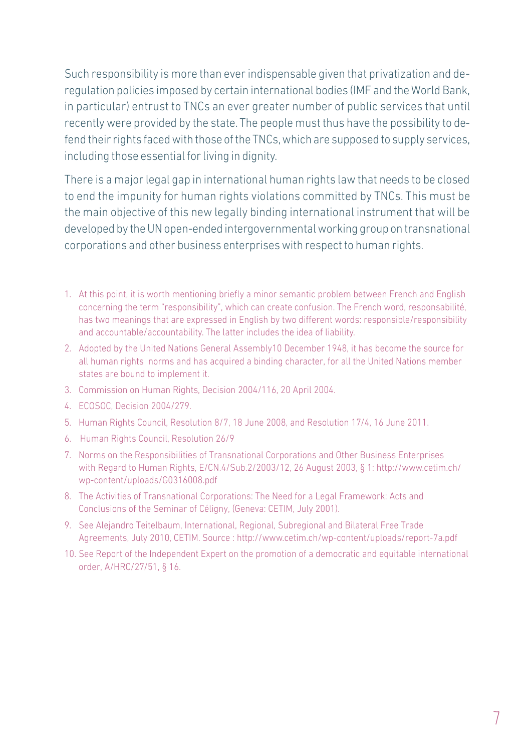Such responsibility is more than ever indispensable given that privatization and deregulation policies imposed by certain international bodies (IMF and the World Bank, in particular) entrust to TNCs an ever greater number of public services that until recently were provided by the state. The people must thus have the possibility to defend their rights faced with those of the TNCs, which are supposed to supply services, including those essential for living in dignity.

There is a major legal gap in international human rights law that needs to be closed to end the impunity for human rights violations committed by TNCs. This must be the main objective of this new legally binding international instrument that will be developed by the UN open-ended intergovernmental working group on transnational corporations and other business enterprises with respect to human rights.

1. At this point, it is worth mentioning briefly a minor semantic problem between French and English concerning the term "responsibility", which can create confusion. The French word, responsabilité, has two meanings that are expressed in English by two different words: responsible/responsibility and accountable/accountability. The latter includes the idea of liability.
2. Adopted by the United Nations General Assembly10 December 1948, it has become the source for all human rights norms and has acquired a binding character, for all the United Nations member states are bound to implement it.
3. Commission on Human Rights, Decision 2004/116, 20 April 2004.
4. ECOSOC, Decision 2004/279.
5. Human Rights Council, Resolution 8/7, 18 June 2008, and Resolution 17/4, 16 June 2011.
6. Human Rights Council, Resolution 26/9
7. Norms on the Responsibilities of Transnational Corporations and Other Business Enterprises with Regard to Human Rights, E/CN.4/Sub.2/2003/12, 26 August 2003, § 1: http://www.cetim.ch/wp-content/uploads/G0316008.pdf
8. The Activities of Transnational Corporations: The Need for a Legal Framework: Acts and Conclusions of the Seminar of Céligny, (Geneva: CETIM, July 2001).
9. See Alejandro Teitelbaum, International, Regional, Subregional and Bilateral Free Trade Agreements, July 2010, CETIM. Source : http://www.cetim.ch/wp-content/uploads/report-7a.pdf
10. See Report of the Independent Expert on the promotion of a democratic and equitable international order, A/HRC/27/51, § 16.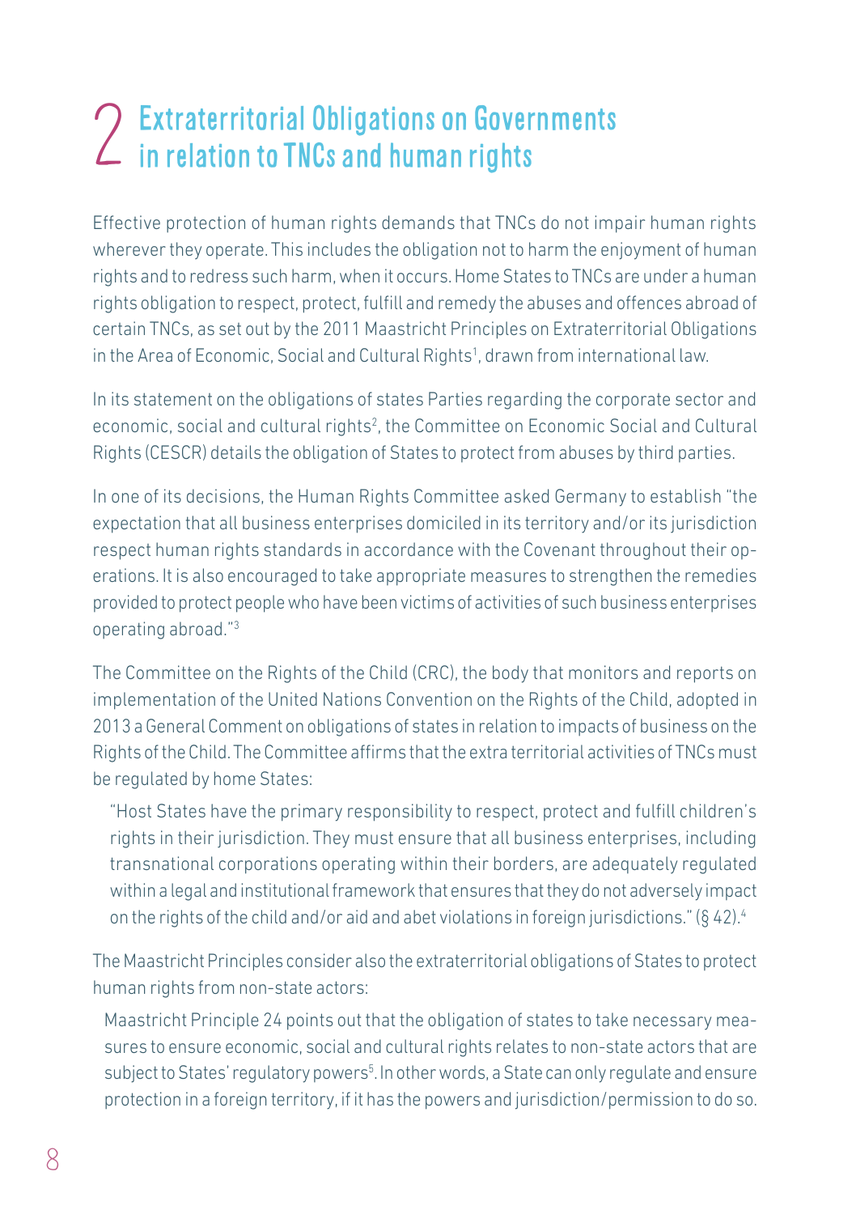# 2 Extraterritorial Obligations on Governments in relation to TNCs and human rights

Effective protection of human rights demands that TNCs do not impair human rights wherever they operate. This includes the obligation not to harm the enjoyment of human rights and to redress such harm, when it occurs. Home States to TNCs are under a human rights obligation to respect, protect, fulfill and remedy the abuses and offences abroad of certain TNCs, as set out by the 2011 Maastricht Principles on Extraterritorial Obligations in the Area of Economic, Social and Cultural Rights[1], drawn from international law.

In its statement on the obligations of states Parties regarding the corporate sector and economic, social and cultural rights[2], the Committee on Economic Social and Cultural Rights (CESCR) details the obligation of States to protect from abuses by third parties.

In one of its decisions, the Human Rights Committee asked Germany to establish "the expectation that all business enterprises domiciled in its territory and/or its jurisdiction respect human rights standards in accordance with the Covenant throughout their operations. It is also encouraged to take appropriate measures to strengthen the remedies provided to protect people who have been victims of activities of such business enterprises operating abroad."[3]

The Committee on the Rights of the Child (CRC), the body that monitors and reports on implementation of the United Nations Convention on the Rights of the Child, adopted in 2013 a General Comment on obligations of states in relation to impacts of business on the Rights of the Child. The Committee affirms that the extra territorial activities of TNCs must be regulated by home States:

> "Host States have the primary responsibility to respect, protect and fulfill children's rights in their jurisdiction. They must ensure that all business enterprises, including transnational corporations operating within their borders, are adequately regulated within a legal and institutional framework that ensures that they do not adversely impact on the rights of the child and/or aid and abet violations in foreign jurisdictions." (§ 42).[4]

The Maastricht Principles consider also the extraterritorial obligations of States to protect human rights from non-state actors:

> Maastricht Principle 24 points out that the obligation of states to take necessary measures to ensure economic, social and cultural rights relates to non-state actors that are subject to States' regulatory powers[5]. In other words, a State can only regulate and ensure protection in a foreign territory, if it has the powers and jurisdiction/permission to do so.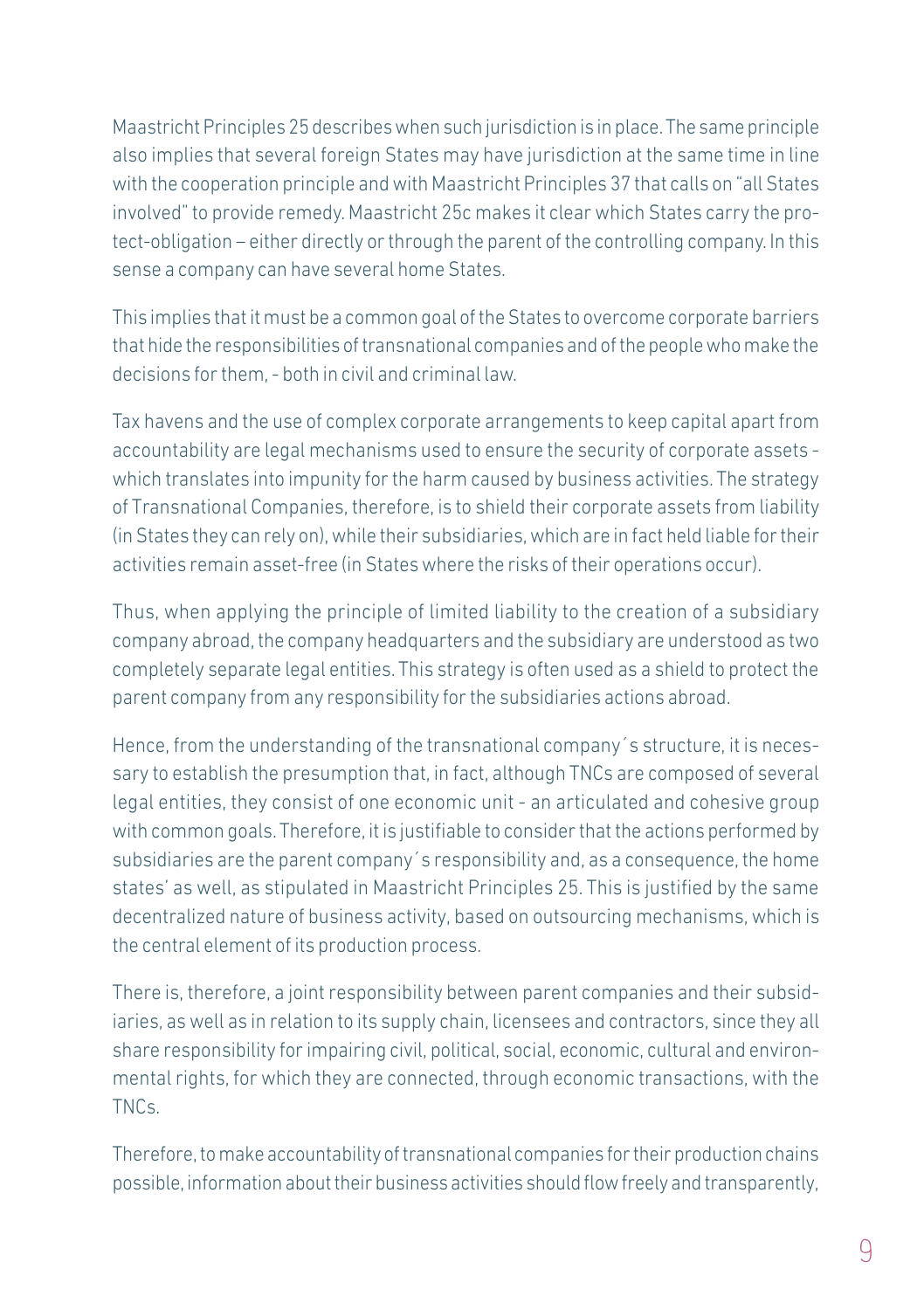Maastricht Principles 25 describes when such jurisdiction is in place. The same principle also implies that several foreign States may have jurisdiction at the same time in line with the cooperation principle and with Maastricht Principles 37 that calls on "all States involved" to provide remedy. Maastricht 25c makes it clear which States carry the protect-obligation – either directly or through the parent of the controlling company. In this sense a company can have several home States.

This implies that it must be a common goal of the States to overcome corporate barriers that hide the responsibilities of transnational companies and of the people who make the decisions for them, - both in civil and criminal law.

Tax havens and the use of complex corporate arrangements to keep capital apart from accountability are legal mechanisms used to ensure the security of corporate assets - which translates into impunity for the harm caused by business activities. The strategy of Transnational Companies, therefore, is to shield their corporate assets from liability (in States they can rely on), while their subsidiaries, which are in fact held liable for their activities remain asset-free (in States where the risks of their operations occur).

Thus, when applying the principle of limited liability to the creation of a subsidiary company abroad, the company headquarters and the subsidiary are understood as two completely separate legal entities. This strategy is often used as a shield to protect the parent company from any responsibility for the subsidiaries actions abroad.

Hence, from the understanding of the transnational company´s structure, it is necessary to establish the presumption that, in fact, although TNCs are composed of several legal entities, they consist of one economic unit - an articulated and cohesive group with common goals. Therefore, it is justifiable to consider that the actions performed by subsidiaries are the parent company´s responsibility and, as a consequence, the home states' as well, as stipulated in Maastricht Principles 25. This is justified by the same decentralized nature of business activity, based on outsourcing mechanisms, which is the central element of its production process.

There is, therefore, a joint responsibility between parent companies and their subsidiaries, as well as in relation to its supply chain, licensees and contractors, since they all share responsibility for impairing civil, political, social, economic, cultural and environmental rights, for which they are connected, through economic transactions, with the TNCs.

Therefore, to make accountability of transnational companies for their production chains possible, information about their business activities should flow freely and transparently,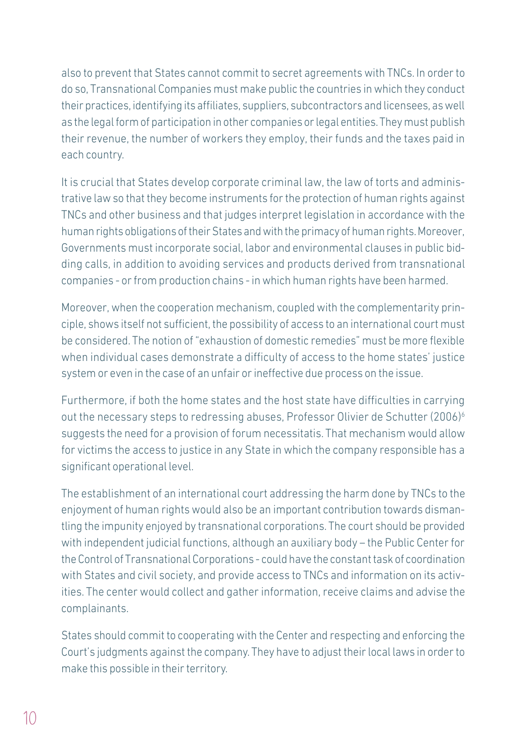also to prevent that States cannot commit to secret agreements with TNCs. In order to do so, Transnational Companies must make public the countries in which they conduct their practices, identifying its affiliates, suppliers, subcontractors and licensees, as well as the legal form of participation in other companies or legal entities. They must publish their revenue, the number of workers they employ, their funds and the taxes paid in each country.

It is crucial that States develop corporate criminal law, the law of torts and administrative law so that they become instruments for the protection of human rights against TNCs and other business and that judges interpret legislation in accordance with the human rights obligations of their States and with the primacy of human rights. Moreover, Governments must incorporate social, labor and environmental clauses in public bidding calls, in addition to avoiding services and products derived from transnational companies - or from production chains - in which human rights have been harmed.

Moreover, when the cooperation mechanism, coupled with the complementarity principle, shows itself not sufficient, the possibility of access to an international court must be considered. The notion of "exhaustion of domestic remedies" must be more flexible when individual cases demonstrate a difficulty of access to the home states' justice system or even in the case of an unfair or ineffective due process on the issue.

Furthermore, if both the home states and the host state have difficulties in carrying out the necessary steps to redressing abuses, Professor Olivier de Schutter (2006)[6] suggests the need for a provision of forum necessitatis. That mechanism would allow for victims the access to justice in any State in which the company responsible has a significant operational level.

The establishment of an international court addressing the harm done by TNCs to the enjoyment of human rights would also be an important contribution towards dismantling the impunity enjoyed by transnational corporations. The court should be provided with independent judicial functions, although an auxiliary body – the Public Center for the Control of Transnational Corporations - could have the constant task of coordination with States and civil society, and provide access to TNCs and information on its activities. The center would collect and gather information, receive claims and advise the complainants.

States should commit to cooperating with the Center and respecting and enforcing the Court's judgments against the company. They have to adjust their local laws in order to make this possible in their territory.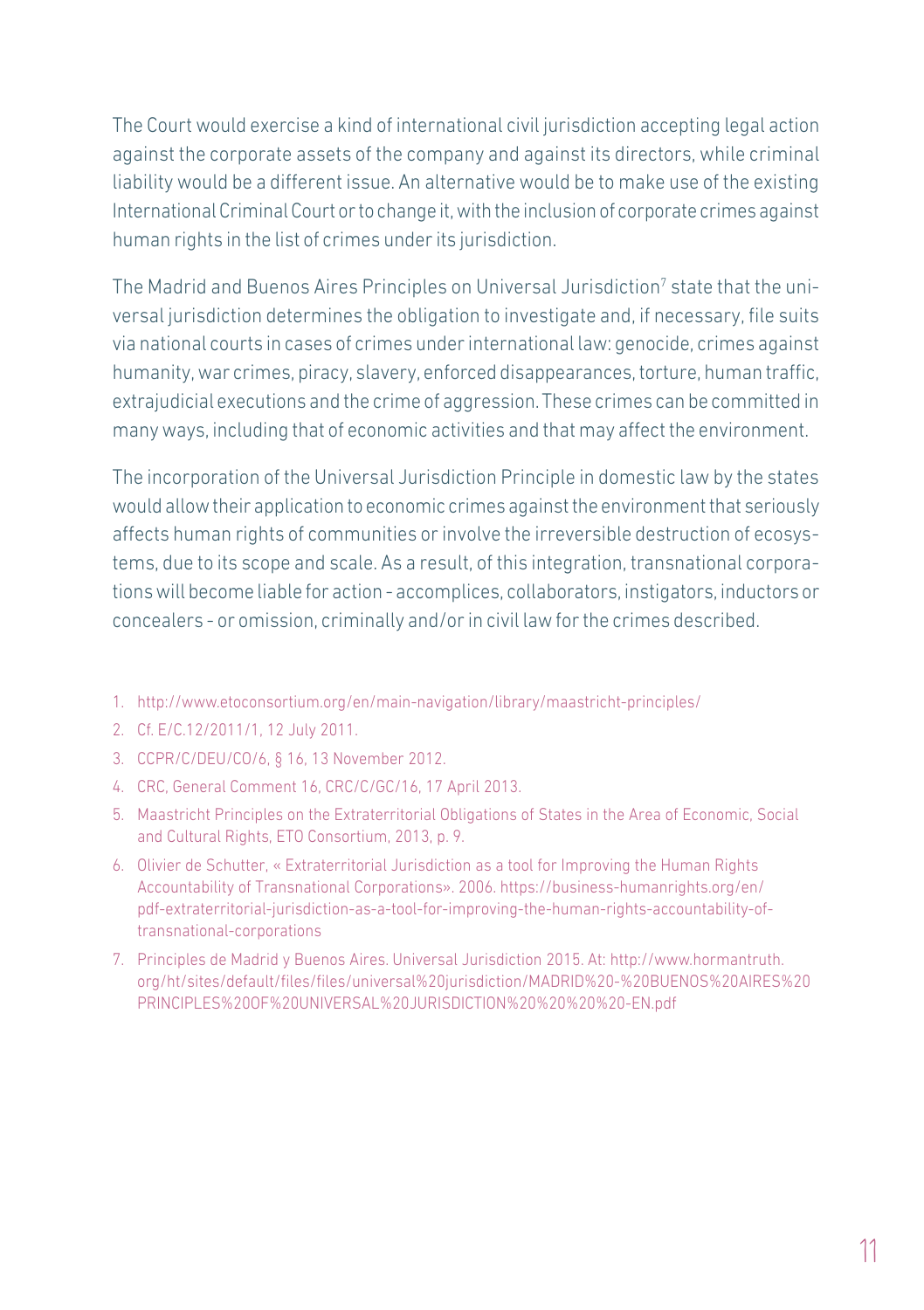The Court would exercise a kind of international civil jurisdiction accepting legal action against the corporate assets of the company and against its directors, while criminal liability would be a different issue. An alternative would be to make use of the existing International Criminal Court or to change it, with the inclusion of corporate crimes against human rights in the list of crimes under its jurisdiction.

The Madrid and Buenos Aires Principles on Universal Jurisdiction[7] state that the universal jurisdiction determines the obligation to investigate and, if necessary, file suits via national courts in cases of crimes under international law: genocide, crimes against humanity, war crimes, piracy, slavery, enforced disappearances, torture, human traffic, extrajudicial executions and the crime of aggression. These crimes can be committed in many ways, including that of economic activities and that may affect the environment.

The incorporation of the Universal Jurisdiction Principle in domestic law by the states would allow their application to economic crimes against the environment that seriously affects human rights of communities or involve the irreversible destruction of ecosystems, due to its scope and scale. As a result, of this integration, transnational corporations will become liable for action - accomplices, collaborators, instigators, inductors or concealers - or omission, criminally and/or in civil law for the crimes described.

1. http://www.etoconsortium.org/en/main-navigation/library/maastricht-principles/
2. Cf. E/C.12/2011/1, 12 July 2011.
3. CCPR/C/DEU/CO/6, § 16, 13 November 2012.
4. CRC, General Comment 16, CRC/C/GC/16, 17 April 2013.
5. Maastricht Principles on the Extraterritorial Obligations of States in the Area of Economic, Social and Cultural Rights, ETO Consortium, 2013, p. 9.
6. Olivier de Schutter, « Extraterritorial Jurisdiction as a tool for Improving the Human Rights Accountability of Transnational Corporations». 2006. https://business-humanrights.org/en/pdf-extraterritorial-jurisdiction-as-a-tool-for-improving-the-human-rights-accountability-of-transnational-corporations
7. Principles de Madrid y Buenos Aires. Universal Jurisdiction 2015. At: http://www.hormantruth.org/ht/sites/default/files/files/universal%20jurisdiction/MADRID%20-%20BUENOS%20AIRES%20PRINCIPLES%20OF%20UNIVERSAL%20JURISDICTION%20%20%20%20-EN.pdf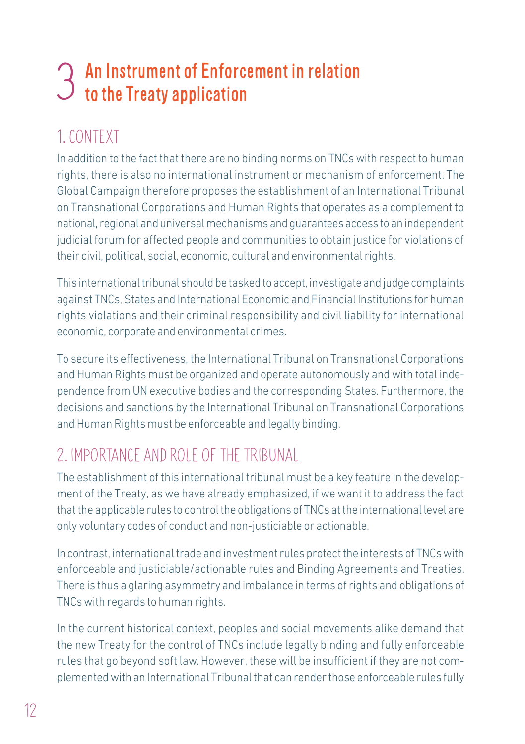# 3 An Instrument of Enforcement in relation to the Treaty application

## 1. CONTEXT

In addition to the fact that there are no binding norms on TNCs with respect to human rights, there is also no international instrument or mechanism of enforcement. The Global Campaign therefore proposes the establishment of an International Tribunal on Transnational Corporations and Human Rights that operates as a complement to national, regional and universal mechanisms and guarantees access to an independent judicial forum for affected people and communities to obtain justice for violations of their civil, political, social, economic, cultural and environmental rights.

This international tribunal should be tasked to accept, investigate and judge complaints against TNCs, States and International Economic and Financial Institutions for human rights violations and their criminal responsibility and civil liability for international economic, corporate and environmental crimes.

To secure its effectiveness, the International Tribunal on Transnational Corporations and Human Rights must be organized and operate autonomously and with total independence from UN executive bodies and the corresponding States. Furthermore, the decisions and sanctions by the International Tribunal on Transnational Corporations and Human Rights must be enforceable and legally binding.

## 2. IMPORTANCE AND ROLE OF THE TRIBUNAL

The establishment of this international tribunal must be a key feature in the development of the Treaty, as we have already emphasized, if we want it to address the fact that the applicable rules to control the obligations of TNCs at the international level are only voluntary codes of conduct and non-justiciable or actionable.

In contrast, international trade and investment rules protect the interests of TNCs with enforceable and justiciable/actionable rules and Binding Agreements and Treaties. There is thus a glaring asymmetry and imbalance in terms of rights and obligations of TNCs with regards to human rights.

In the current historical context, peoples and social movements alike demand that the new Treaty for the control of TNCs include legally binding and fully enforceable rules that go beyond soft law. However, these will be insufficient if they are not complemented with an International Tribunal that can render those enforceable rules fully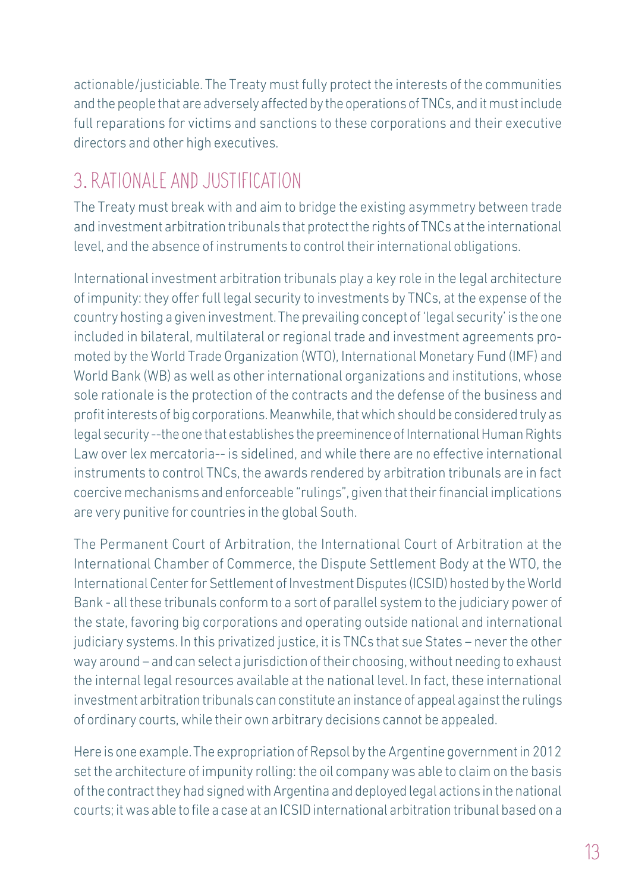actionable/justiciable. The Treaty must fully protect the interests of the communities and the people that are adversely affected by the operations of TNCs, and it must include full reparations for victims and sanctions to these corporations and their executive directors and other high executives.

## 3. RATIONALE AND JUSTIFICATION

The Treaty must break with and aim to bridge the existing asymmetry between trade and investment arbitration tribunals that protect the rights of TNCs at the international level, and the absence of instruments to control their international obligations.

International investment arbitration tribunals play a key role in the legal architecture of impunity: they offer full legal security to investments by TNCs, at the expense of the country hosting a given investment. The prevailing concept of 'legal security' is the one included in bilateral, multilateral or regional trade and investment agreements promoted by the World Trade Organization (WTO), International Monetary Fund (IMF) and World Bank (WB) as well as other international organizations and institutions, whose sole rationale is the protection of the contracts and the defense of the business and profit interests of big corporations. Meanwhile, that which should be considered truly as legal security --the one that establishes the preeminence of International Human Rights Law over lex mercatoria-- is sidelined, and while there are no effective international instruments to control TNCs, the awards rendered by arbitration tribunals are in fact coercive mechanisms and enforceable "rulings", given that their financial implications are very punitive for countries in the global South.

The Permanent Court of Arbitration, the International Court of Arbitration at the International Chamber of Commerce, the Dispute Settlement Body at the WTO, the International Center for Settlement of Investment Disputes (ICSID) hosted by the World Bank - all these tribunals conform to a sort of parallel system to the judiciary power of the state, favoring big corporations and operating outside national and international judiciary systems. In this privatized justice, it is TNCs that sue States – never the other way around – and can select a jurisdiction of their choosing, without needing to exhaust the internal legal resources available at the national level. In fact, these international investment arbitration tribunals can constitute an instance of appeal against the rulings of ordinary courts, while their own arbitrary decisions cannot be appealed.

Here is one example. The expropriation of Repsol by the Argentine government in 2012 set the architecture of impunity rolling: the oil company was able to claim on the basis of the contract they had signed with Argentina and deployed legal actions in the national courts; it was able to file a case at an ICSID international arbitration tribunal based on a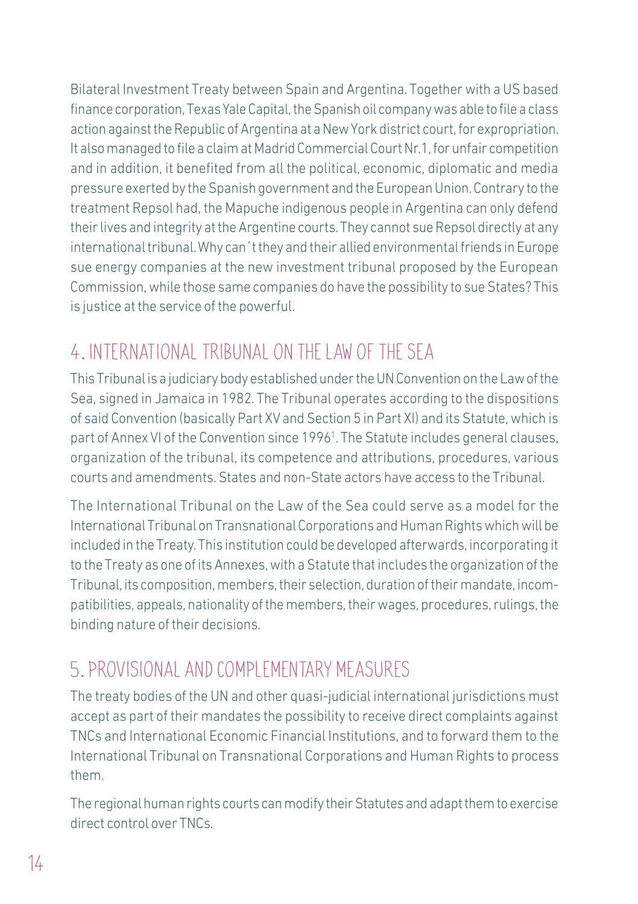Bilateral Investment Treaty between Spain and Argentina. Together with a US based finance corporation, Texas Yale Capital, the Spanish oil company was able to file a class action against the Republic of Argentina at a New York district court, for expropriation. It also managed to file a claim at Madrid Commercial Court Nr.1, for unfair competition and in addition, it benefited from all the political, economic, diplomatic and media pressure exerted by the Spanish government and the European Union. Contrary to the treatment Repsol had, the Mapuche indigenous people in Argentina can only defend their lives and integrity at the Argentine courts. They cannot sue Repsol directly at any international tribunal. Why can´t they and their allied environmental friends in Europe sue energy companies at the new investment tribunal proposed by the European Commission, while those same companies do have the possibility to sue States? This is justice at the service of the powerful.

## 4. INTERNATIONAL TRIBUNAL ON THE LAW OF THE SEA

This Tribunal is a judiciary body established under the UN Convention on the Law of the Sea, signed in Jamaica in 1982. The Tribunal operates according to the dispositions of said Convention (basically Part XV and Section 5 in Part XI) and its Statute, which is part of Annex VI of the Convention since 1996[1]. The Statute includes general clauses, organization of the tribunal, its competence and attributions, procedures, various courts and amendments. States and non-State actors have access to the Tribunal.

The International Tribunal on the Law of the Sea could serve as a model for the International Tribunal on Transnational Corporations and Human Rights which will be included in the Treaty. This institution could be developed afterwards, incorporating it to the Treaty as one of its Annexes, with a Statute that includes the organization of the Tribunal, its composition, members, their selection, duration of their mandate, incompatibilities, appeals, nationality of the members, their wages, procedures, rulings, the binding nature of their decisions.

## 5. PROVISIONAL AND COMPLEMENTARY MEASURES

The treaty bodies of the UN and other quasi-judicial international jurisdictions must accept as part of their mandates the possibility to receive direct complaints against TNCs and International Economic Financial Institutions, and to forward them to the International Tribunal on Transnational Corporations and Human Rights to process them.

The regional human rights courts can modify their Statutes and adapt them to exercise direct control over TNCs.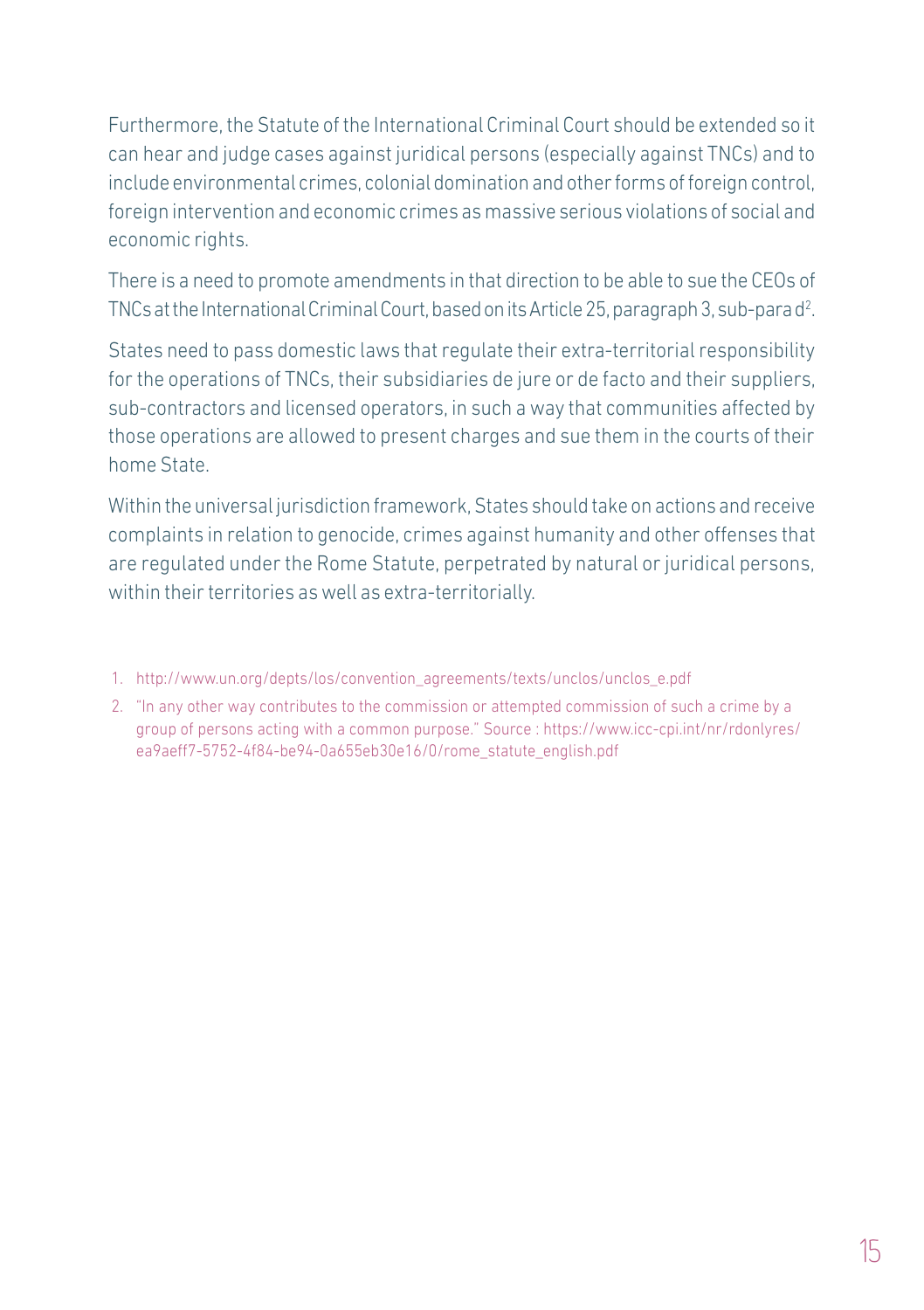Furthermore, the Statute of the International Criminal Court should be extended so it can hear and judge cases against juridical persons (especially against TNCs) and to include environmental crimes, colonial domination and other forms of foreign control, foreign intervention and economic crimes as massive serious violations of social and economic rights.

There is a need to promote amendments in that direction to be able to sue the CEOs of TNCs at the International Criminal Court, based on its Article 25, paragraph 3, sub-para d[2].

States need to pass domestic laws that regulate their extra-territorial responsibility for the operations of TNCs, their subsidiaries de jure or de facto and their suppliers, sub-contractors and licensed operators, in such a way that communities affected by those operations are allowed to present charges and sue them in the courts of their home State.

Within the universal jurisdiction framework, States should take on actions and receive complaints in relation to genocide, crimes against humanity and other offenses that are regulated under the Rome Statute, perpetrated by natural or juridical persons, within their territories as well as extra-territorially.

1. http://www.un.org/depts/los/convention_agreements/texts/unclos/unclos_e.pdf
2. "In any other way contributes to the commission or attempted commission of such a crime by a group of persons acting with a common purpose." Source : https://www.icc-cpi.int/nr/rdonlyres/ea9aeff7-5752-4f84-be94-0a655eb30e16/0/rome_statute_english.pdf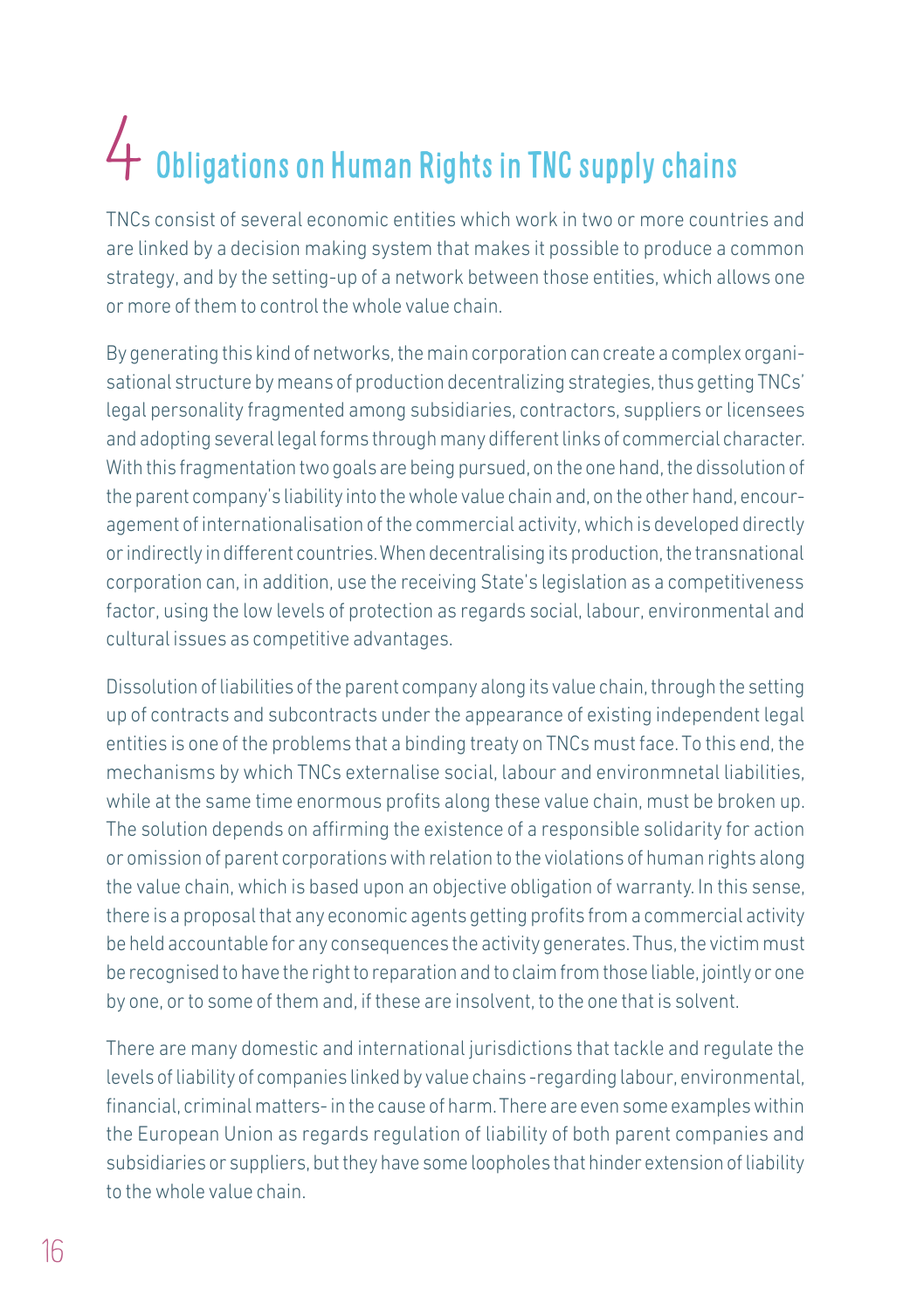# 4 Obligations on Human Rights in TNC supply chains

TNCs consist of several economic entities which work in two or more countries and are linked by a decision making system that makes it possible to produce a common strategy, and by the setting-up of a network between those entities, which allows one or more of them to control the whole value chain.

By generating this kind of networks, the main corporation can create a complex organisational structure by means of production decentralizing strategies, thus getting TNCs' legal personality fragmented among subsidiaries, contractors, suppliers or licensees and adopting several legal forms through many different links of commercial character. With this fragmentation two goals are being pursued, on the one hand, the dissolution of the parent company's liability into the whole value chain and, on the other hand, encouragement of internationalisation of the commercial activity, which is developed directly or indirectly in different countries. When decentralising its production, the transnational corporation can, in addition, use the receiving State's legislation as a competitiveness factor, using the low levels of protection as regards social, labour, environmental and cultural issues as competitive advantages.

Dissolution of liabilities of the parent company along its value chain, through the setting up of contracts and subcontracts under the appearance of existing independent legal entities is one of the problems that a binding treaty on TNCs must face. To this end, the mechanisms by which TNCs externalise social, labour and environmnetal liabilities, while at the same time enormous profits along these value chain, must be broken up. The solution depends on affirming the existence of a responsible solidarity for action or omission of parent corporations with relation to the violations of human rights along the value chain, which is based upon an objective obligation of warranty. In this sense, there is a proposal that any economic agents getting profits from a commercial activity be held accountable for any consequences the activity generates. Thus, the victim must be recognised to have the right to reparation and to claim from those liable, jointly or one by one, or to some of them and, if these are insolvent, to the one that is solvent.

There are many domestic and international jurisdictions that tackle and regulate the levels of liability of companies linked by value chains -regarding labour, environmental, financial, criminal matters- in the cause of harm. There are even some examples within the European Union as regards regulation of liability of both parent companies and subsidiaries or suppliers, but they have some loopholes that hinder extension of liability to the whole value chain.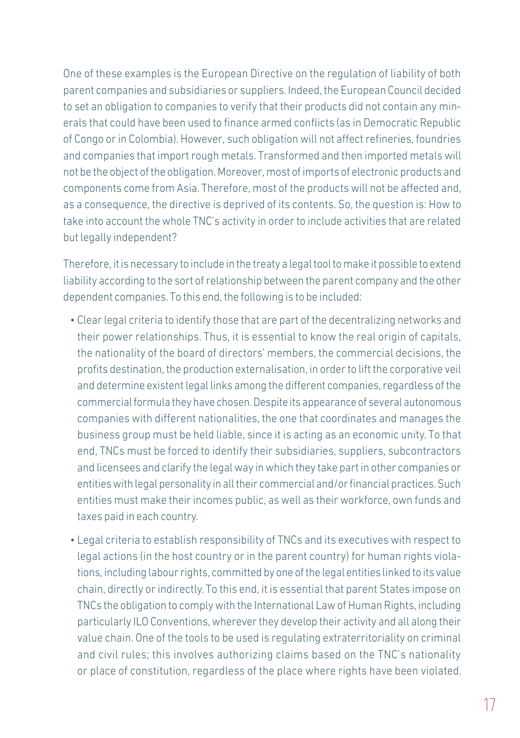One of these examples is the European Directive on the regulation of liability of both parent companies and subsidiaries or suppliers. Indeed, the European Council decided to set an obligation to companies to verify that their products did not contain any minerals that could have been used to finance armed conflicts (as in Democratic Republic of Congo or in Colombia). However, such obligation will not affect refineries, foundries and companies that import rough metals. Transformed and then imported metals will not be the object of the obligation. Moreover, most of imports of electronic products and components come from Asia. Therefore, most of the products will not be affected and, as a consequence, the directive is deprived of its contents. So, the question is: How to take into account the whole TNC's activity in order to include activities that are related but legally independent?

Therefore, it is necessary to include in the treaty a legal tool to make it possible to extend liability according to the sort of relationship between the parent company and the other dependent companies. To this end, the following is to be included:

- Clear legal criteria to identify those that are part of the decentralizing networks and their power relationships. Thus, it is essential to know the real origin of capitals, the nationality of the board of directors' members, the commercial decisions, the profits destination, the production externalisation, in order to lift the corporative veil and determine existent legal links among the different companies, regardless of the commercial formula they have chosen. Despite its appearance of several autonomous companies with different nationalities, the one that coordinates and manages the business group must be held liable, since it is acting as an economic unity. To that end, TNCs must be forced to identify their subsidiaries, suppliers, subcontractors and licensees and clarify the legal way in which they take part in other companies or entities with legal personality in all their commercial and/or financial practices. Such entities must make their incomes public, as well as their workforce, own funds and taxes paid in each country.

- Legal criteria to establish responsibility of TNCs and its executives with respect to legal actions (in the host country or in the parent country) for human rights violations, including labour rights, committed by one of the legal entities linked to its value chain, directly or indirectly. To this end, it is essential that parent States impose on TNCs the obligation to comply with the International Law of Human Rights, including particularly ILO Conventions, wherever they develop their activity and all along their value chain. One of the tools to be used is regulating extraterritoriality on criminal and civil rules; this involves authorizing claims based on the TNC's nationality or place of constitution, regardless of the place where rights have been violated.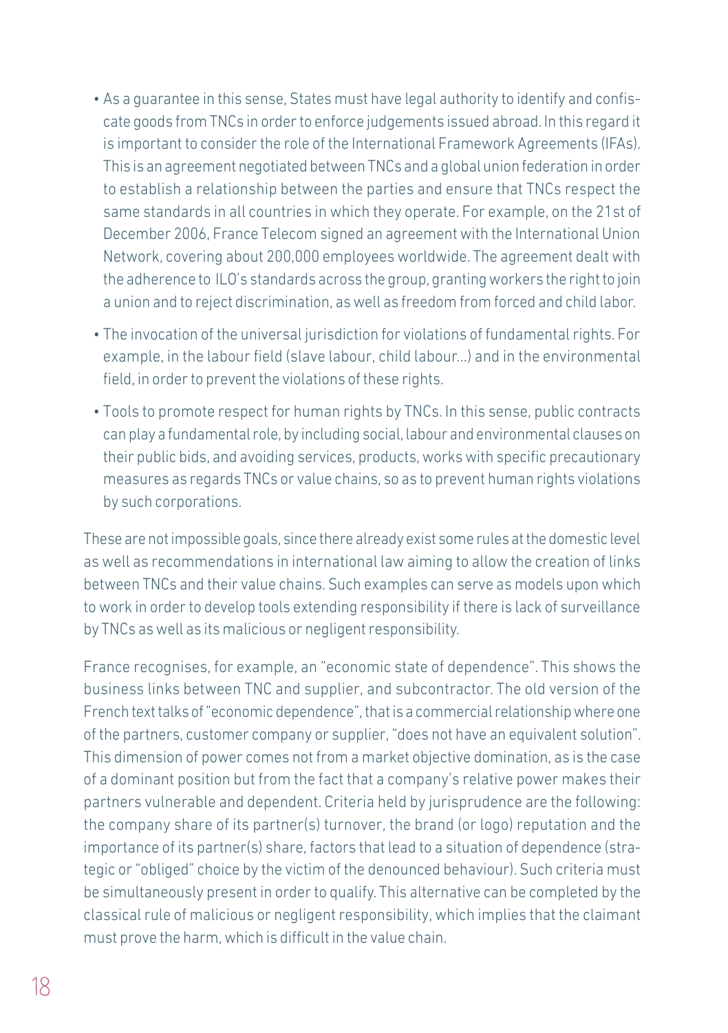- As a guarantee in this sense, States must have legal authority to identify and confiscate goods from TNCs in order to enforce judgements issued abroad. In this regard it is important to consider the role of the International Framework Agreements (IFAs). This is an agreement negotiated between TNCs and a global union federation in order to establish a relationship between the parties and ensure that TNCs respect the same standards in all countries in which they operate. For example, on the 21st of December 2006, France Telecom signed an agreement with the International Union Network, covering about 200,000 employees worldwide. The agreement dealt with the adherence to ILO's standards across the group, granting workers the right to join a union and to reject discrimination, as well as freedom from forced and child labor.

- The invocation of the universal jurisdiction for violations of fundamental rights. For example, in the labour field (slave labour, child labour...) and in the environmental field, in order to prevent the violations of these rights.

- Tools to promote respect for human rights by TNCs. In this sense, public contracts can play a fundamental role, by including social, labour and environmental clauses on their public bids, and avoiding services, products, works with specific precautionary measures as regards TNCs or value chains, so as to prevent human rights violations by such corporations.

These are not impossible goals, since there already exist some rules at the domestic level as well as recommendations in international law aiming to allow the creation of links between TNCs and their value chains. Such examples can serve as models upon which to work in order to develop tools extending responsibility if there is lack of surveillance by TNCs as well as its malicious or negligent responsibility.

France recognises, for example, an "economic state of dependence". This shows the business links between TNC and supplier, and subcontractor. The old version of the French text talks of "economic dependence", that is a commercial relationship where one of the partners, customer company or supplier, "does not have an equivalent solution". This dimension of power comes not from a market objective domination, as is the case of a dominant position but from the fact that a company's relative power makes their partners vulnerable and dependent. Criteria held by jurisprudence are the following: the company share of its partner(s) turnover, the brand (or logo) reputation and the importance of its partner(s) share, factors that lead to a situation of dependence (strategic or "obliged" choice by the victim of the denounced behaviour). Such criteria must be simultaneously present in order to qualify. This alternative can be completed by the classical rule of malicious or negligent responsibility, which implies that the claimant must prove the harm, which is difficult in the value chain.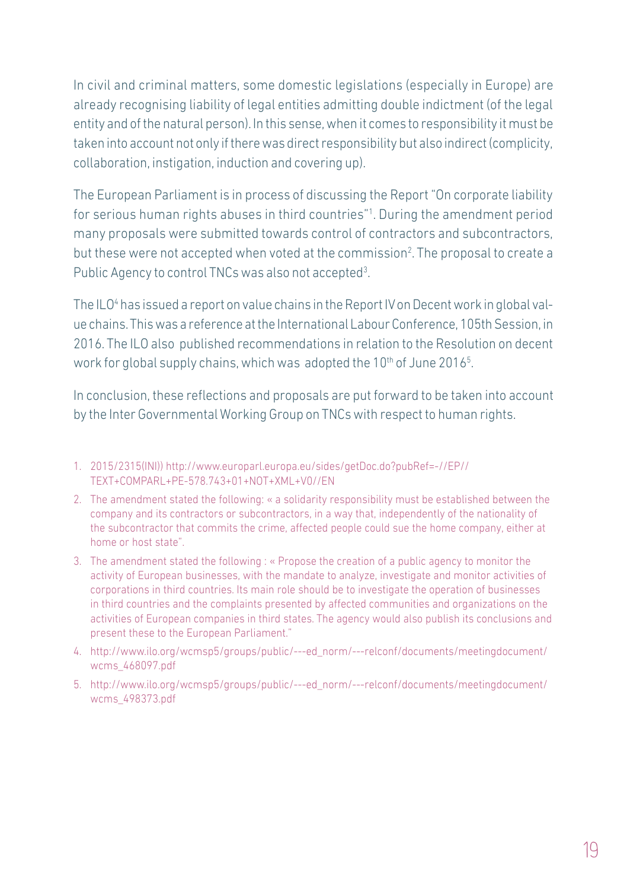In civil and criminal matters, some domestic legislations (especially in Europe) are already recognising liability of legal entities admitting double indictment (of the legal entity and of the natural person). In this sense, when it comes to responsibility it must be taken into account not only if there was direct responsibility but also indirect (complicity, collaboration, instigation, induction and covering up).

The European Parliament is in process of discussing the Report "On corporate liability for serious human rights abuses in third countries"[1]. During the amendment period many proposals were submitted towards control of contractors and subcontractors, but these were not accepted when voted at the commission[2]. The proposal to create a Public Agency to control TNCs was also not accepted[3].

The ILO[4] has issued a report on value chains in the Report IV on Decent work in global value chains. This was a reference at the International Labour Conference, 105th Session, in 2016. The ILO also published recommendations in relation to the Resolution on decent work for global supply chains, which was adopted the 10th of June 2016[5].

In conclusion, these reflections and proposals are put forward to be taken into account by the Inter Governmental Working Group on TNCs with respect to human rights.

1. 2015/2315(INI)) http://www.europarl.europa.eu/sides/getDoc.do?pubRef=-//EP//TEXT+COMPARL+PE-578.743+01+NOT+XML+V0//EN
2. The amendment stated the following: « a solidarity responsibility must be established between the company and its contractors or subcontractors, in a way that, independently of the nationality of the subcontractor that commits the crime, affected people could sue the home company, either at home or host state".
3. The amendment stated the following : « Propose the creation of a public agency to monitor the activity of European businesses, with the mandate to analyze, investigate and monitor activities of corporations in third countries. Its main role should be to investigate the operation of businesses in third countries and the complaints presented by affected communities and organizations on the activities of European companies in third states. The agency would also publish its conclusions and present these to the European Parliament."
4. http://www.ilo.org/wcmsp5/groups/public/---ed_norm/---relconf/documents/meetingdocument/wcms_468097.pdf
5. http://www.ilo.org/wcmsp5/groups/public/---ed_norm/---relconf/documents/meetingdocument/wcms_498373.pdf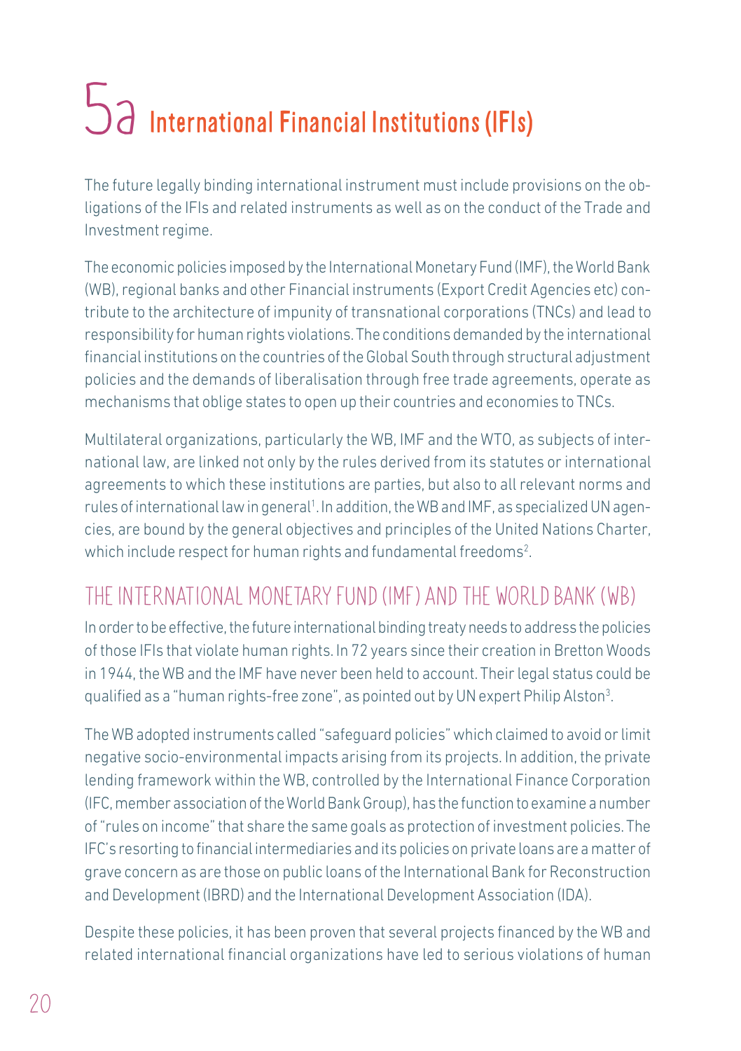# 5a International Financial Institutions (IFIs)

The future legally binding international instrument must include provisions on the obligations of the IFIs and related instruments as well as on the conduct of the Trade and Investment regime.

The economic policies imposed by the International Monetary Fund (IMF), the World Bank (WB), regional banks and other Financial instruments (Export Credit Agencies etc) contribute to the architecture of impunity of transnational corporations (TNCs) and lead to responsibility for human rights violations. The conditions demanded by the international financial institutions on the countries of the Global South through structural adjustment policies and the demands of liberalisation through free trade agreements, operate as mechanisms that oblige states to open up their countries and economies to TNCs.

Multilateral organizations, particularly the WB, IMF and the WTO, as subjects of international law, are linked not only by the rules derived from its statutes or international agreements to which these institutions are parties, but also to all relevant norms and rules of international law in general[1]. In addition, the WB and IMF, as specialized UN agencies, are bound by the general objectives and principles of the United Nations Charter, which include respect for human rights and fundamental freedoms[2].

## THE INTERNATIONAL MONETARY FUND (IMF) AND THE WORLD BANK (WB)

In order to be effective, the future international binding treaty needs to address the policies of those IFIs that violate human rights. In 72 years since their creation in Bretton Woods in 1944, the WB and the IMF have never been held to account. Their legal status could be qualified as a "human rights-free zone", as pointed out by UN expert Philip Alston[3].

The WB adopted instruments called "safeguard policies" which claimed to avoid or limit negative socio-environmental impacts arising from its projects. In addition, the private lending framework within the WB, controlled by the International Finance Corporation (IFC, member association of the World Bank Group), has the function to examine a number of "rules on income" that share the same goals as protection of investment policies. The IFC's resorting to financial intermediaries and its policies on private loans are a matter of grave concern as are those on public loans of the International Bank for Reconstruction and Development (IBRD) and the International Development Association (IDA).

Despite these policies, it has been proven that several projects financed by the WB and related international financial organizations have led to serious violations of human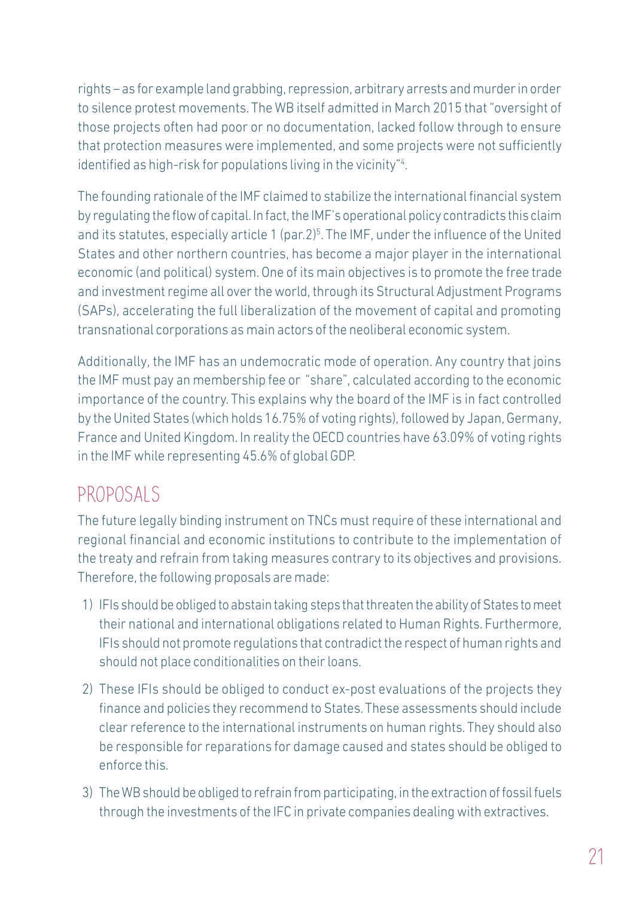rights – as for example land grabbing, repression, arbitrary arrests and murder in order to silence protest movements. The WB itself admitted in March 2015 that "oversight of those projects often had poor or no documentation, lacked follow through to ensure that protection measures were implemented, and some projects were not sufficiently identified as high-risk for populations living in the vicinity"[4].

The founding rationale of the IMF claimed to stabilize the international financial system by regulating the flow of capital. In fact, the IMF's operational policy contradicts this claim and its statutes, especially article 1 (par.2)[5]. The IMF, under the influence of the United States and other northern countries, has become a major player in the international economic (and political) system. One of its main objectives is to promote the free trade and investment regime all over the world, through its Structural Adjustment Programs (SAPs), accelerating the full liberalization of the movement of capital and promoting transnational corporations as main actors of the neoliberal economic system.

Additionally, the IMF has an undemocratic mode of operation. Any country that joins the IMF must pay an membership fee or "share", calculated according to the economic importance of the country. This explains why the board of the IMF is in fact controlled by the United States (which holds 16.75% of voting rights), followed by Japan, Germany, France and United Kingdom. In reality the OECD countries have 63.09% of voting rights in the IMF while representing 45.6% of global GDP.

## PROPOSALS

The future legally binding instrument on TNCs must require of these international and regional financial and economic institutions to contribute to the implementation of the treaty and refrain from taking measures contrary to its objectives and provisions. Therefore, the following proposals are made:

1) IFIs should be obliged to abstain taking steps that threaten the ability of States to meet their national and international obligations related to Human Rights. Furthermore, IFIs should not promote regulations that contradict the respect of human rights and should not place conditionalities on their loans.
2) These IFIs should be obliged to conduct ex-post evaluations of the projects they finance and policies they recommend to States. These assessments should include clear reference to the international instruments on human rights. They should also be responsible for reparations for damage caused and states should be obliged to enforce this.
3) The WB should be obliged to refrain from participating, in the extraction of fossil fuels through the investments of the IFC in private companies dealing with extractives.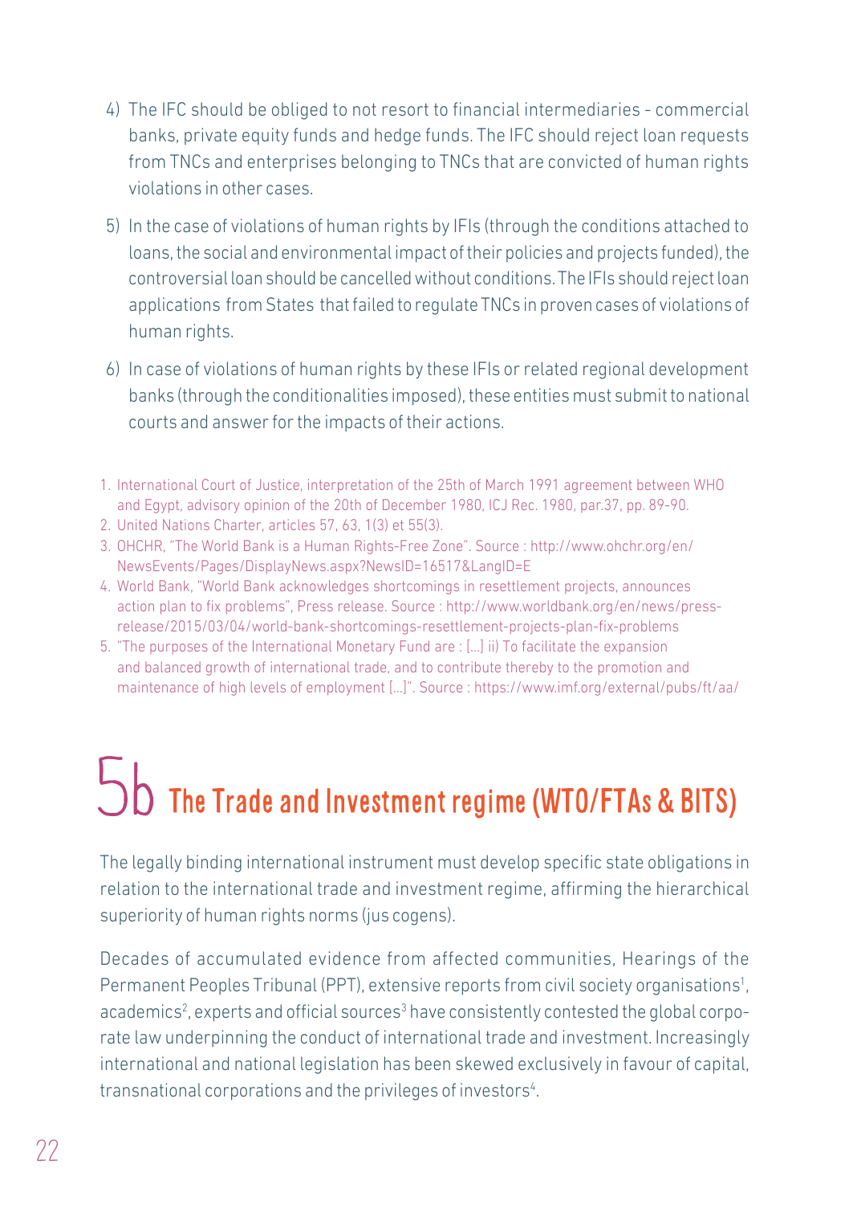4) The IFC should be obliged to not resort to financial intermediaries - commercial banks, private equity funds and hedge funds. The IFC should reject loan requests from TNCs and enterprises belonging to TNCs that are convicted of human rights violations in other cases.

5) In the case of violations of human rights by IFIs (through the conditions attached to loans, the social and environmental impact of their policies and projects funded), the controversial loan should be cancelled without conditions. The IFIs should reject loan applications from States that failed to regulate TNCs in proven cases of violations of human rights.

6) In case of violations of human rights by these IFIs or related regional development banks (through the conditionalities imposed), these entities must submit to national courts and answer for the impacts of their actions.

1. International Court of Justice, interpretation of the 25th of March 1991 agreement between WHO and Egypt, advisory opinion of the 20th of December 1980, ICJ Rec. 1980, par.37, pp. 89-90.
2. United Nations Charter, articles 57, 63, 1(3) et 55(3).
3. OHCHR, "The World Bank is a Human Rights-Free Zone". Source : http://www.ohchr.org/en/NewsEvents/Pages/DisplayNews.aspx?NewsID=16517&LangID=E
4. World Bank, "World Bank acknowledges shortcomings in resettlement projects, announces action plan to fix problems", Press release. Source : http://www.worldbank.org/en/news/press-release/2015/03/04/world-bank-shortcomings-resettlement-projects-plan-fix-problems
5. "The purposes of the International Monetary Fund are : [...] ii) To facilitate the expansion and balanced growth of international trade, and to contribute thereby to the promotion and maintenance of high levels of employment [...]". Source : https://www.imf.org/external/pubs/ft/aa/

# 5b The Trade and Investment regime (WTO/FTAs & BITS)

The legally binding international instrument must develop specific state obligations in relation to the international trade and investment regime, affirming the hierarchical superiority of human rights norms (jus cogens).

Decades of accumulated evidence from affected communities, Hearings of the Permanent Peoples Tribunal (PPT), extensive reports from civil society organisations[1], academics[2], experts and official sources[3] have consistently contested the global corporate law underpinning the conduct of international trade and investment. Increasingly international and national legislation has been skewed exclusively in favour of capital, transnational corporations and the privileges of investors[4].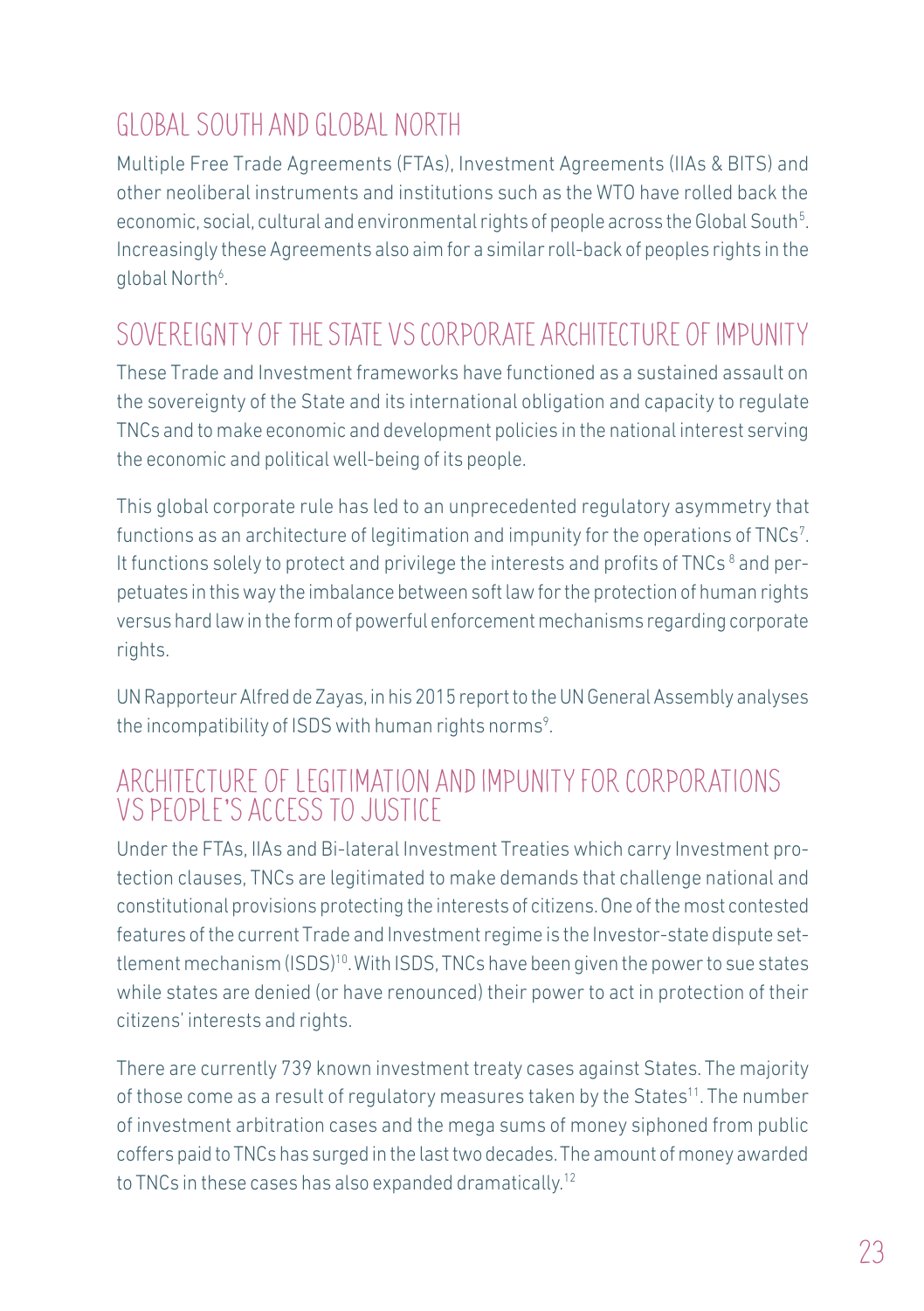## GLOBAL SOUTH AND GLOBAL NORTH

Multiple Free Trade Agreements (FTAs), Investment Agreements (IIAs & BITS) and other neoliberal instruments and institutions such as the WTO have rolled back the economic, social, cultural and environmental rights of people across the Global South[5]. Increasingly these Agreements also aim for a similar roll-back of peoples rights in the global North[6].

## SOVEREIGNTY OF THE STATE VS CORPORATE ARCHITECTURE OF IMPUNITY

These Trade and Investment frameworks have functioned as a sustained assault on the sovereignty of the State and its international obligation and capacity to regulate TNCs and to make economic and development policies in the national interest serving the economic and political well-being of its people.

This global corporate rule has led to an unprecedented regulatory asymmetry that functions as an architecture of legitimation and impunity for the operations of TNCs[7]. It functions solely to protect and privilege the interests and profits of TNCs [8] and perpetuates in this way the imbalance between soft law for the protection of human rights versus hard law in the form of powerful enforcement mechanisms regarding corporate rights.

UN Rapporteur Alfred de Zayas, in his 2015 report to the UN General Assembly analyses the incompatibility of ISDS with human rights norms[9].

## ARCHITECTURE OF LEGITIMATION AND IMPUNITY FOR CORPORATIONS VS PEOPLE'S ACCESS TO JUSTICE

Under the FTAs, IIAs and Bi-lateral Investment Treaties which carry Investment protection clauses, TNCs are legitimated to make demands that challenge national and constitutional provisions protecting the interests of citizens. One of the most contested features of the current Trade and Investment regime is the Investor-state dispute settlement mechanism (ISDS)[10]. With ISDS, TNCs have been given the power to sue states while states are denied (or have renounced) their power to act in protection of their citizens' interests and rights.

There are currently 739 known investment treaty cases against States. The majority of those come as a result of regulatory measures taken by the States[11]. The number of investment arbitration cases and the mega sums of money siphoned from public coffers paid to TNCs has surged in the last two decades. The amount of money awarded to TNCs in these cases has also expanded dramatically.[12]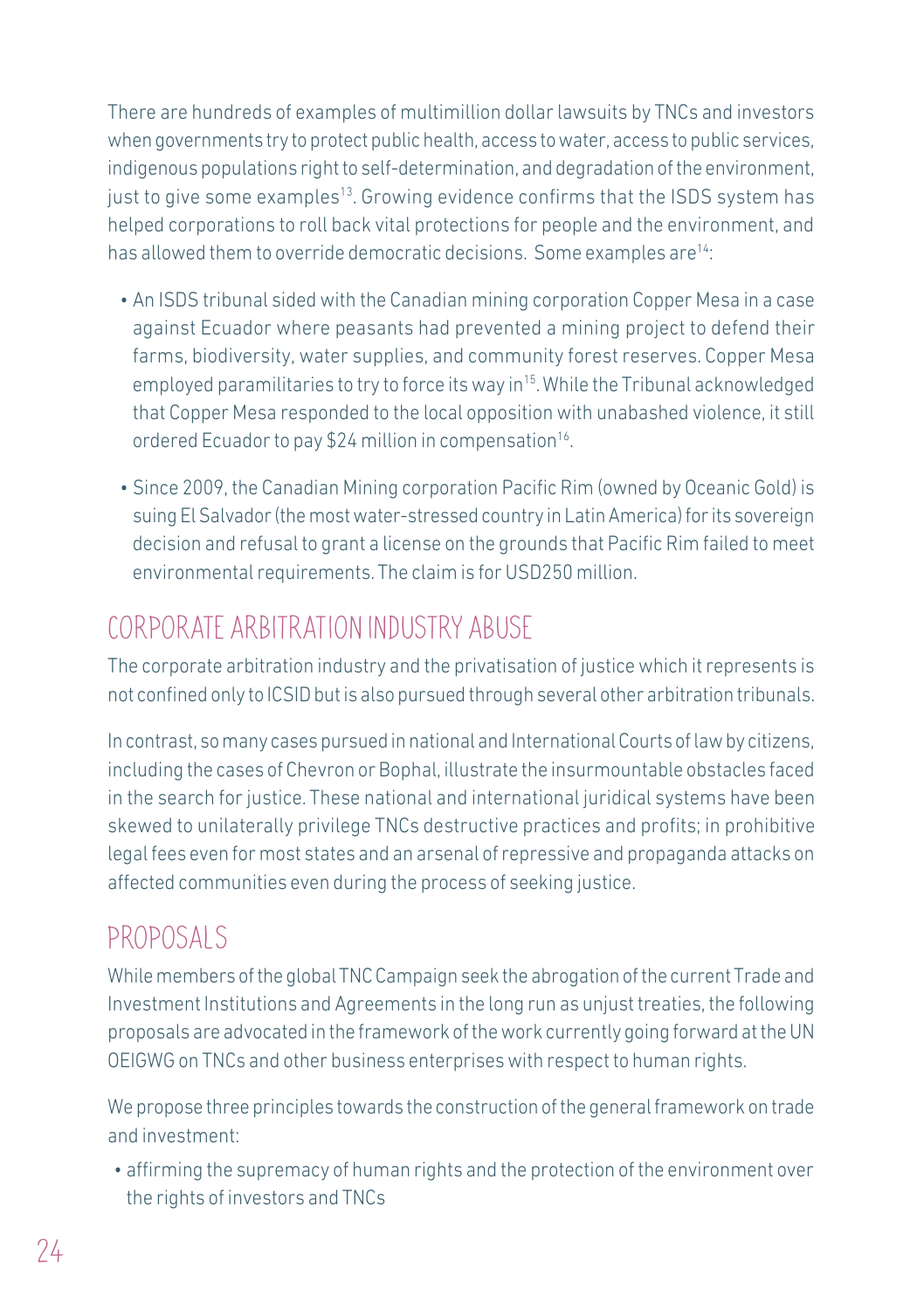There are hundreds of examples of multimillion dollar lawsuits by TNCs and investors when governments try to protect public health, access to water, access to public services, indigenous populations right to self-determination, and degradation of the environment, just to give some examples[13]. Growing evidence confirms that the ISDS system has helped corporations to roll back vital protections for people and the environment, and has allowed them to override democratic decisions. Some examples are[14]:

- An ISDS tribunal sided with the Canadian mining corporation Copper Mesa in a case against Ecuador where peasants had prevented a mining project to defend their farms, biodiversity, water supplies, and community forest reserves. Copper Mesa employed paramilitaries to try to force its way in[15]. While the Tribunal acknowledged that Copper Mesa responded to the local opposition with unabashed violence, it still ordered Ecuador to pay $24 million in compensation[16].
- Since 2009, the Canadian Mining corporation Pacific Rim (owned by Oceanic Gold) is suing El Salvador (the most water-stressed country in Latin America) for its sovereign decision and refusal to grant a license on the grounds that Pacific Rim failed to meet environmental requirements. The claim is for USD250 million.

## CORPORATE ARBITRATION INDUSTRY ABUSE

The corporate arbitration industry and the privatisation of justice which it represents is not confined only to ICSID but is also pursued through several other arbitration tribunals.

In contrast, so many cases pursued in national and International Courts of law by citizens, including the cases of Chevron or Bophal, illustrate the insurmountable obstacles faced in the search for justice. These national and international juridical systems have been skewed to unilaterally privilege TNCs destructive practices and profits; in prohibitive legal fees even for most states and an arsenal of repressive and propaganda attacks on affected communities even during the process of seeking justice.

## PROPOSALS

While members of the global TNC Campaign seek the abrogation of the current Trade and Investment Institutions and Agreements in the long run as unjust treaties, the following proposals are advocated in the framework of the work currently going forward at the UN OEIGWG on TNCs and other business enterprises with respect to human rights.

We propose three principles towards the construction of the general framework on trade and investment:

- affirming the supremacy of human rights and the protection of the environment over the rights of investors and TNCs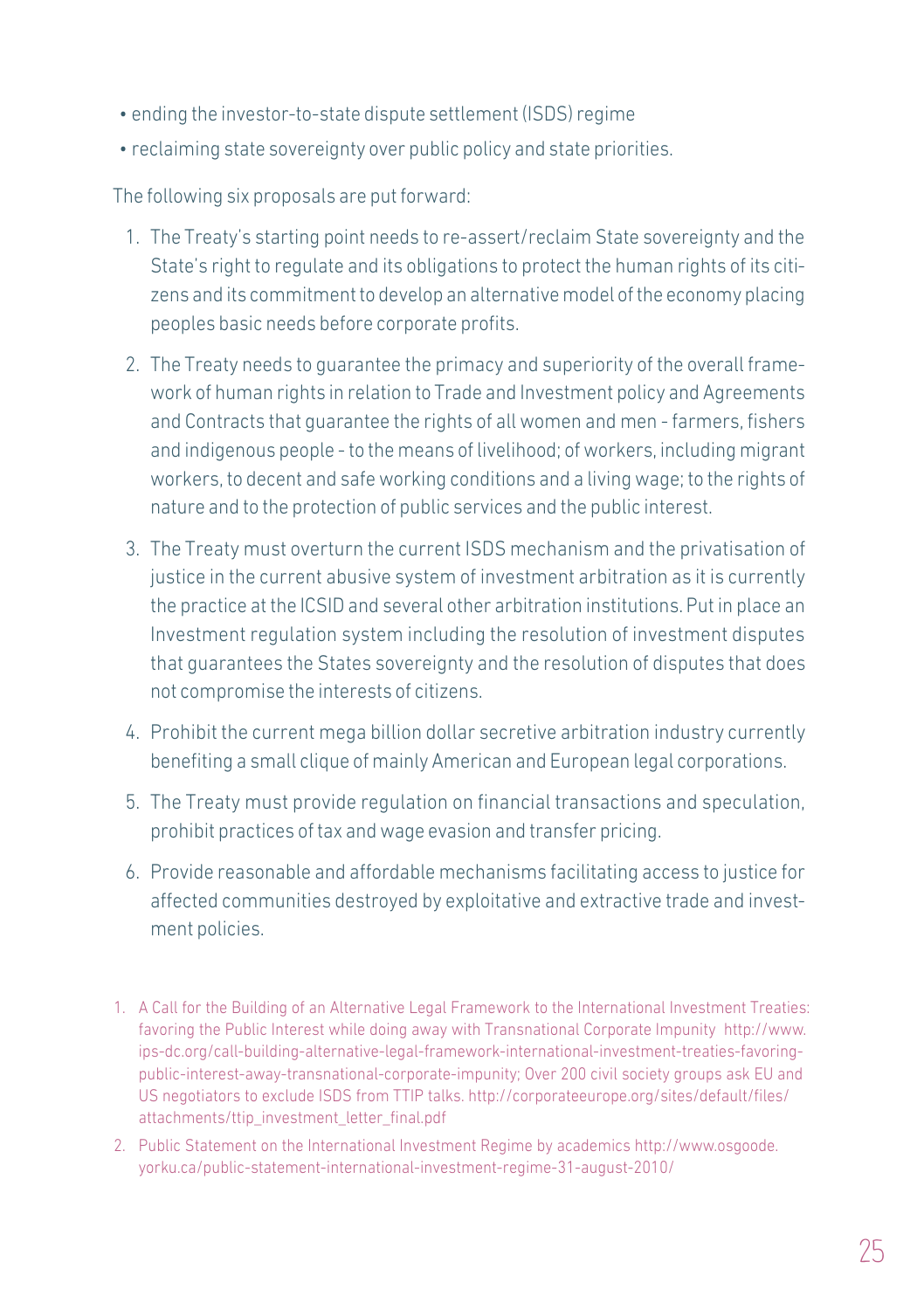- ending the investor-to-state dispute settlement (ISDS) regime
- reclaiming state sovereignty over public policy and state priorities.

The following six proposals are put forward:

1. The Treaty's starting point needs to re-assert/reclaim State sovereignty and the State's right to regulate and its obligations to protect the human rights of its citizens and its commitment to develop an alternative model of the economy placing peoples basic needs before corporate profits.
2. The Treaty needs to guarantee the primacy and superiority of the overall framework of human rights in relation to Trade and Investment policy and Agreements and Contracts that guarantee the rights of all women and men - farmers, fishers and indigenous people - to the means of livelihood; of workers, including migrant workers, to decent and safe working conditions and a living wage; to the rights of nature and to the protection of public services and the public interest.
3. The Treaty must overturn the current ISDS mechanism and the privatisation of justice in the current abusive system of investment arbitration as it is currently the practice at the ICSID and several other arbitration institutions. Put in place an Investment regulation system including the resolution of investment disputes that guarantees the States sovereignty and the resolution of disputes that does not compromise the interests of citizens.
4. Prohibit the current mega billion dollar secretive arbitration industry currently benefiting a small clique of mainly American and European legal corporations.
5. The Treaty must provide regulation on financial transactions and speculation, prohibit practices of tax and wage evasion and transfer pricing.
6. Provide reasonable and affordable mechanisms facilitating access to justice for affected communities destroyed by exploitative and extractive trade and investment policies.

---

1. A Call for the Building of an Alternative Legal Framework to the International Investment Treaties: favoring the Public Interest while doing away with Transnational Corporate Impunity http://www.ips-dc.org/call-building-alternative-legal-framework-international-investment-treaties-favoring-public-interest-away-transnational-corporate-impunity; Over 200 civil society groups ask EU and US negotiators to exclude ISDS from TTIP talks. http://corporateeurope.org/sites/default/files/attachments/ttip_investment_letter_final.pdf
2. Public Statement on the International Investment Regime by academics http://www.osgoode.yorku.ca/public-statement-international-investment-regime-31-august-2010/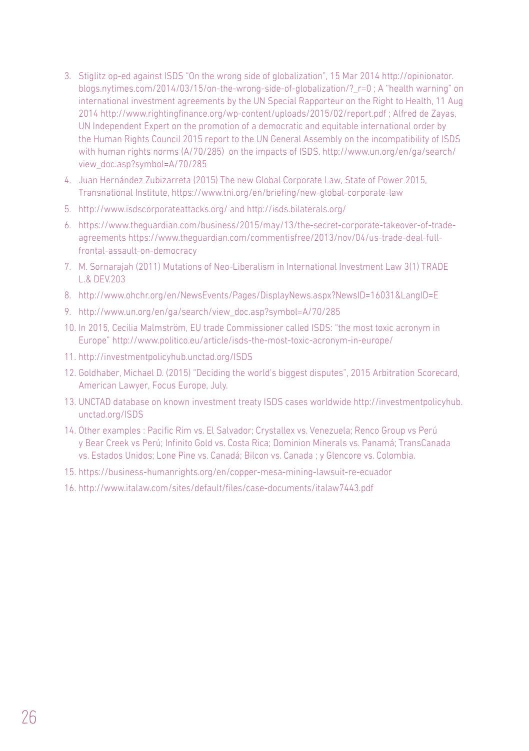3. Stiglitz op-ed against ISDS "On the wrong side of globalization", 15 Mar 2014 http://opinionator.blogs.nytimes.com/2014/03/15/on-the-wrong-side-of-globalization/?_r=0 ; A "health warning" on international investment agreements by the UN Special Rapporteur on the Right to Health, 11 Aug 2014 http://www.rightingfinance.org/wp-content/uploads/2015/02/report.pdf ; Alfred de Zayas, UN Independent Expert on the promotion of a democratic and equitable international order by the Human Rights Council 2015 report to the UN General Assembly on the incompatibility of ISDS with human rights norms (A/70/285) on the impacts of ISDS. http://www.un.org/en/ga/search/view_doc.asp?symbol=A/70/285
4. Juan Hernández Zubizarreta (2015) The new Global Corporate Law, State of Power 2015, Transnational Institute, https://www.tni.org/en/briefing/new-global-corporate-law
5. http://www.isdscorporateattacks.org/ and http://isds.bilaterals.org/
6. https://www.theguardian.com/business/2015/may/13/the-secret-corporate-takeover-of-trade-agreements https://www.theguardian.com/commentisfree/2013/nov/04/us-trade-deal-full-frontal-assault-on-democracy
7. M. Sornarajah (2011) Mutations of Neo-Liberalism in International Investment Law 3(1) TRADE L.& DEV.203
8. http://www.ohchr.org/en/NewsEvents/Pages/DisplayNews.aspx?NewsID=16031&LangID=E
9. http://www.un.org/en/ga/search/view_doc.asp?symbol=A/70/285
10. In 2015, Cecilia Malmström, EU trade Commissioner called ISDS: "the most toxic acronym in Europe" http://www.politico.eu/article/isds-the-most-toxic-acronym-in-europe/
11. http://investmentpolicyhub.unctad.org/ISDS
12. Goldhaber, Michael D. (2015) "Deciding the world's biggest disputes", 2015 Arbitration Scorecard, American Lawyer, Focus Europe, July.
13. UNCTAD database on known investment treaty ISDS cases worldwide http://investmentpolicyhub.unctad.org/ISDS
14. Other examples : Pacific Rim vs. El Salvador; Crystallex vs. Venezuela; Renco Group vs Perú y Bear Creek vs Perú; Infinito Gold vs. Costa Rica; Dominion Minerals vs. Panamá; TransCanada vs. Estados Unidos; Lone Pine vs. Canadá; Bilcon vs. Canada ; y Glencore vs. Colombia.
15. https://business-humanrights.org/en/copper-mesa-mining-lawsuit-re-ecuador
16. http://www.italaw.com/sites/default/files/case-documents/italaw7443.pdf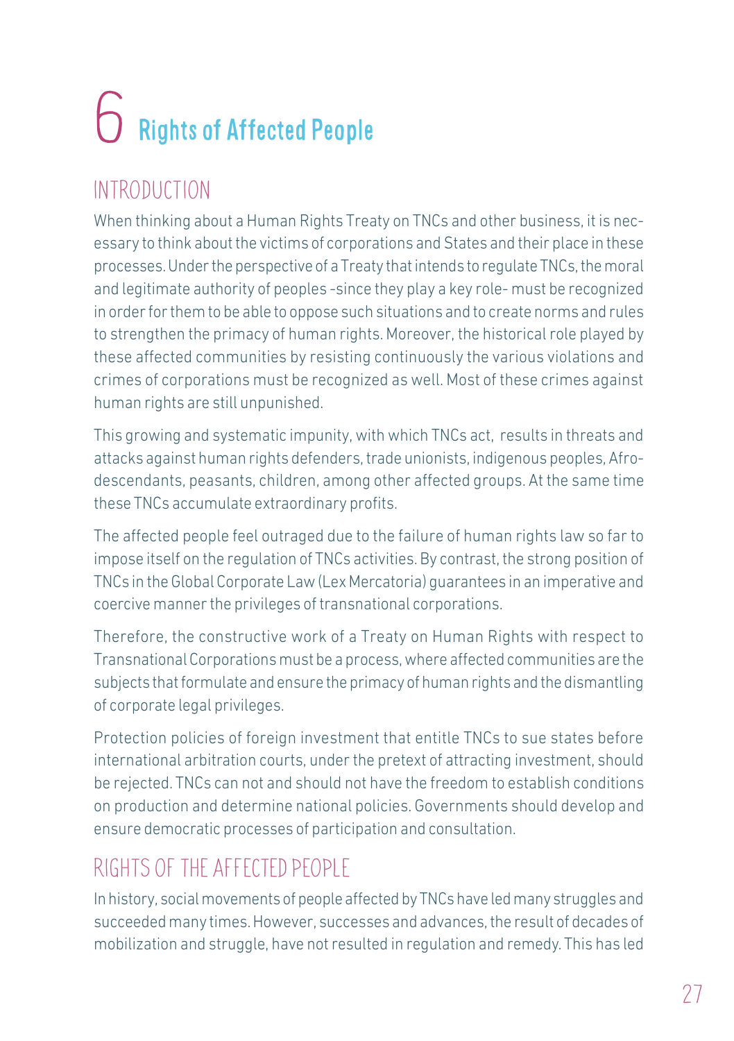# 6 Rights of Affected People

## INTRODUCTION

When thinking about a Human Rights Treaty on TNCs and other business, it is necessary to think about the victims of corporations and States and their place in these processes. Under the perspective of a Treaty that intends to regulate TNCs, the moral and legitimate authority of peoples -since they play a key role- must be recognized in order for them to be able to oppose such situations and to create norms and rules to strengthen the primacy of human rights. Moreover, the historical role played by these affected communities by resisting continuously the various violations and crimes of corporations must be recognized as well. Most of these crimes against human rights are still unpunished.

This growing and systematic impunity, with which TNCs act, results in threats and attacks against human rights defenders, trade unionists, indigenous peoples, Afro-descendants, peasants, children, among other affected groups. At the same time these TNCs accumulate extraordinary profits.

The affected people feel outraged due to the failure of human rights law so far to impose itself on the regulation of TNCs activities. By contrast, the strong position of TNCs in the Global Corporate Law (Lex Mercatoria) guarantees in an imperative and coercive manner the privileges of transnational corporations.

Therefore, the constructive work of a Treaty on Human Rights with respect to Transnational Corporations must be a process, where affected communities are the subjects that formulate and ensure the primacy of human rights and the dismantling of corporate legal privileges.

Protection policies of foreign investment that entitle TNCs to sue states before international arbitration courts, under the pretext of attracting investment, should be rejected. TNCs can not and should not have the freedom to establish conditions on production and determine national policies. Governments should develop and ensure democratic processes of participation and consultation.

## RIGHTS OF THE AFFECTED PEOPLE

In history, social movements of people affected by TNCs have led many struggles and succeeded many times. However, successes and advances, the result of decades of mobilization and struggle, have not resulted in regulation and remedy. This has led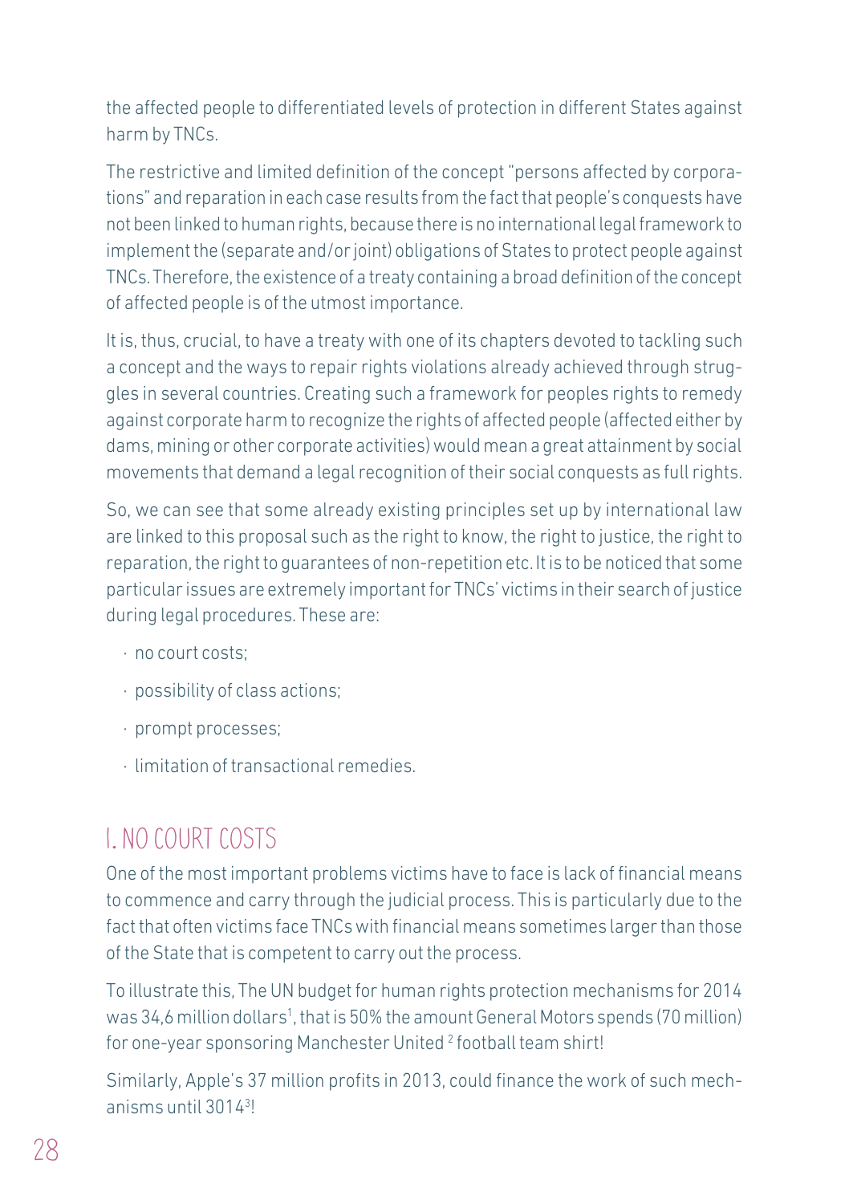the affected people to differentiated levels of protection in different States against harm by TNCs.

The restrictive and limited definition of the concept "persons affected by corporations" and reparation in each case results from the fact that people's conquests have not been linked to human rights, because there is no international legal framework to implement the (separate and/or joint) obligations of States to protect people against TNCs. Therefore, the existence of a treaty containing a broad definition of the concept of affected people is of the utmost importance.

It is, thus, crucial, to have a treaty with one of its chapters devoted to tackling such a concept and the ways to repair rights violations already achieved through struggles in several countries. Creating such a framework for peoples rights to remedy against corporate harm to recognize the rights of affected people (affected either by dams, mining or other corporate activities) would mean a great attainment by social movements that demand a legal recognition of their social conquests as full rights.

So, we can see that some already existing principles set up by international law are linked to this proposal such as the right to know, the right to justice, the right to reparation, the right to guarantees of non-repetition etc. It is to be noticed that some particular issues are extremely important for TNCs' victims in their search of justice during legal procedures. These are:

- no court costs;
- possibility of class actions;
- prompt processes;
- limitation of transactional remedies.

## I. NO COURT COSTS

One of the most important problems victims have to face is lack of financial means to commence and carry through the judicial process. This is particularly due to the fact that often victims face TNCs with financial means sometimes larger than those of the State that is competent to carry out the process.

To illustrate this, The UN budget for human rights protection mechanisms for 2014 was 34,6 million dollars[1], that is 50% the amount General Motors spends (70 million) for one-year sponsoring Manchester United [2] football team shirt!

Similarly, Apple's 37 million profits in 2013, could finance the work of such mechanisms until 3014[3]!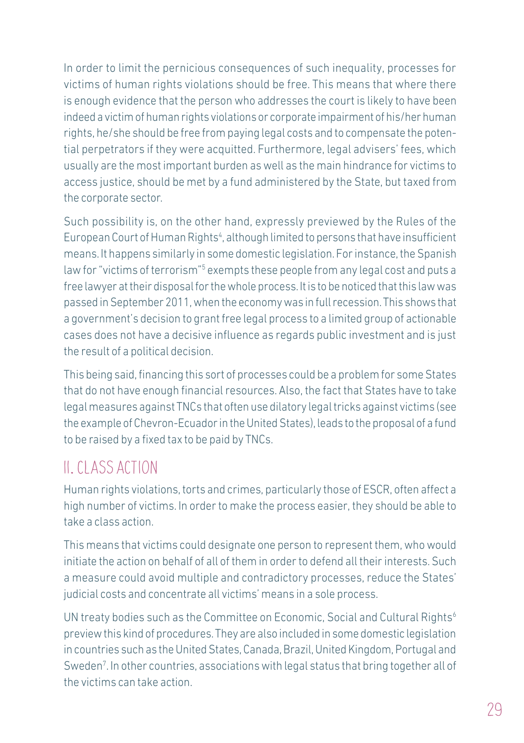In order to limit the pernicious consequences of such inequality, processes for victims of human rights violations should be free. This means that where there is enough evidence that the person who addresses the court is likely to have been indeed a victim of human rights violations or corporate impairment of his/her human rights, he/she should be free from paying legal costs and to compensate the potential perpetrators if they were acquitted. Furthermore, legal advisers' fees, which usually are the most important burden as well as the main hindrance for victims to access justice, should be met by a fund administered by the State, but taxed from the corporate sector.

Such possibility is, on the other hand, expressly previewed by the Rules of the European Court of Human Rights[4], although limited to persons that have insufficient means. It happens similarly in some domestic legislation. For instance, the Spanish law for "victims of terrorism"[5] exempts these people from any legal cost and puts a free lawyer at their disposal for the whole process. It is to be noticed that this law was passed in September 2011, when the economy was in full recession. This shows that a government's decision to grant free legal process to a limited group of actionable cases does not have a decisive influence as regards public investment and is just the result of a political decision.

This being said, financing this sort of processes could be a problem for some States that do not have enough financial resources. Also, the fact that States have to take legal measures against TNCs that often use dilatory legal tricks against victims (see the example of Chevron-Ecuador in the United States), leads to the proposal of a fund to be raised by a fixed tax to be paid by TNCs.

## II. CLASS ACTION

Human rights violations, torts and crimes, particularly those of ESCR, often affect a high number of victims. In order to make the process easier, they should be able to take a class action.

This means that victims could designate one person to represent them, who would initiate the action on behalf of all of them in order to defend all their interests. Such a measure could avoid multiple and contradictory processes, reduce the States' judicial costs and concentrate all victims' means in a sole process.

UN treaty bodies such as the Committee on Economic, Social and Cultural Rights[6] preview this kind of procedures. They are also included in some domestic legislation in countries such as the United States, Canada, Brazil, United Kingdom, Portugal and Sweden[7]. In other countries, associations with legal status that bring together all of the victims can take action.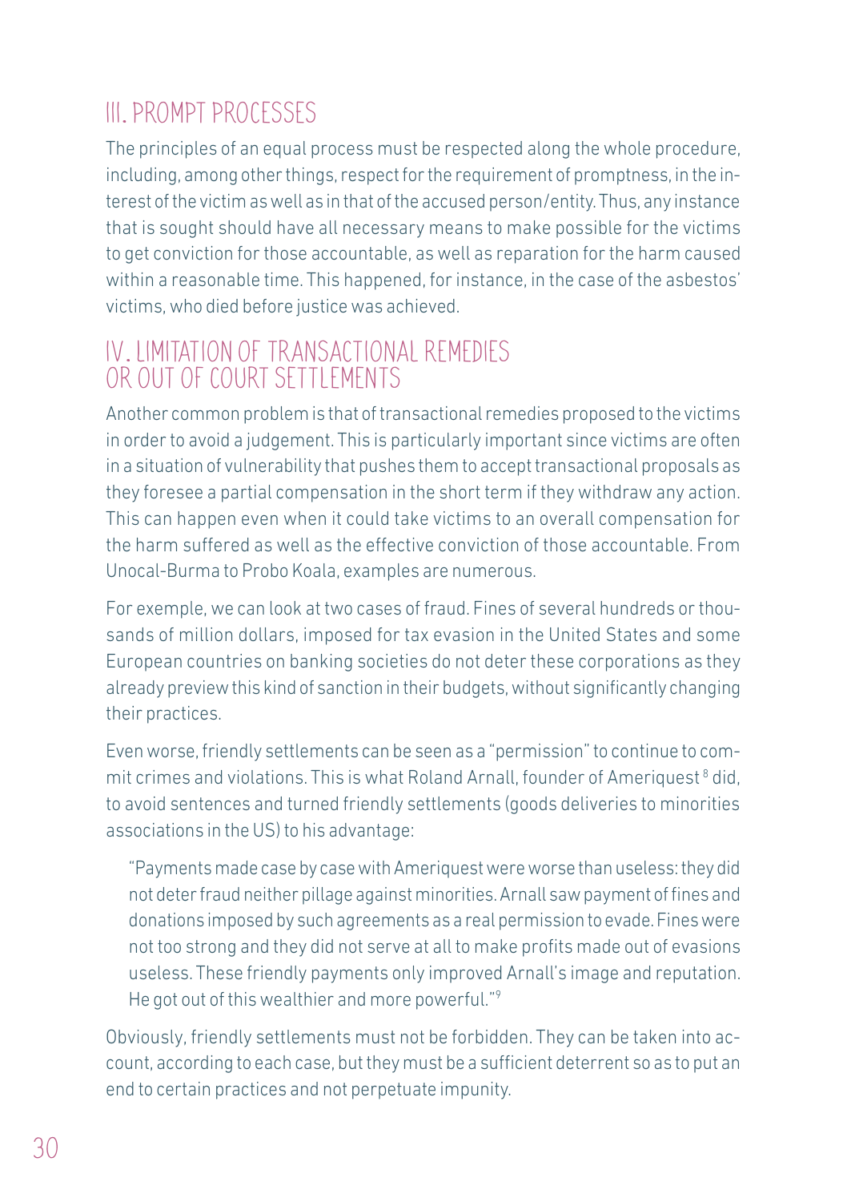## III. PROMPT PROCESSES

The principles of an equal process must be respected along the whole procedure, including, among other things, respect for the requirement of promptness, in the interest of the victim as well as in that of the accused person/entity. Thus, any instance that is sought should have all necessary means to make possible for the victims to get conviction for those accountable, as well as reparation for the harm caused within a reasonable time. This happened, for instance, in the case of the asbestos' victims, who died before justice was achieved.

## IV. LIMITATION OF TRANSACTIONAL REMEDIES OR OUT OF COURT SETTLEMENTS

Another common problem is that of transactional remedies proposed to the victims in order to avoid a judgement. This is particularly important since victims are often in a situation of vulnerability that pushes them to accept transactional proposals as they foresee a partial compensation in the short term if they withdraw any action. This can happen even when it could take victims to an overall compensation for the harm suffered as well as the effective conviction of those accountable. From Unocal-Burma to Probo Koala, examples are numerous.

For exemple, we can look at two cases of fraud. Fines of several hundreds or thousands of million dollars, imposed for tax evasion in the United States and some European countries on banking societies do not deter these corporations as they already preview this kind of sanction in their budgets, without significantly changing their practices.

Even worse, friendly settlements can be seen as a "permission" to continue to commit crimes and violations. This is what Roland Arnall, founder of Ameriquest [8] did, to avoid sentences and turned friendly settlements (goods deliveries to minorities associations in the US) to his advantage:

> "Payments made case by case with Ameriquest were worse than useless: they did not deter fraud neither pillage against minorities. Arnall saw payment of fines and donations imposed by such agreements as a real permission to evade. Fines were not too strong and they did not serve at all to make profits made out of evasions useless. These friendly payments only improved Arnall's image and reputation. He got out of this wealthier and more powerful."[9]

Obviously, friendly settlements must not be forbidden. They can be taken into account, according to each case, but they must be a sufficient deterrent so as to put an end to certain practices and not perpetuate impunity.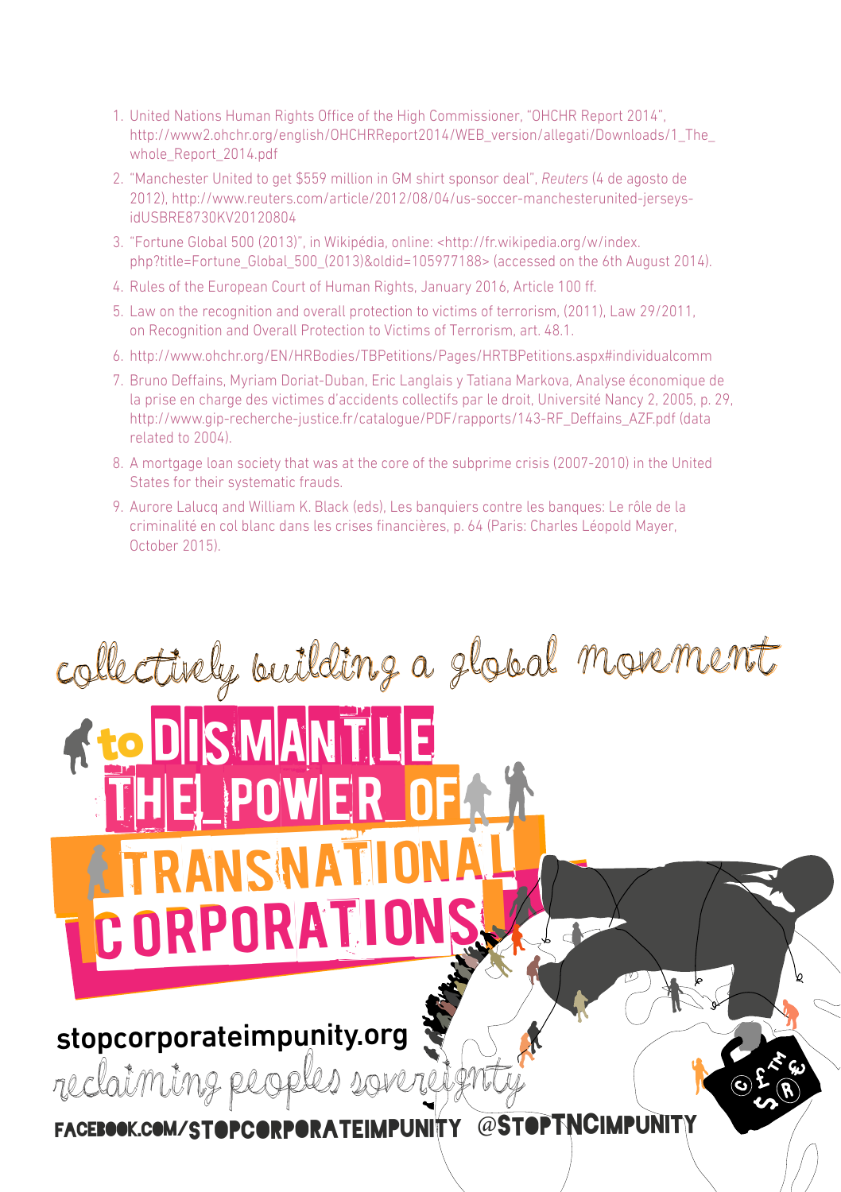1. United Nations Human Rights Office of the High Commissioner, "OHCHR Report 2014", http://www2.ohchr.org/english/OHCHRReport2014/WEB_version/allegati/Downloads/1_The_whole_Report_2014.pdf
2. "Manchester United to get $559 million in GM shirt sponsor deal", *Reuters* (4 de agosto de 2012), http://www.reuters.com/article/2012/08/04/us-soccer-manchesterunited-jerseys-idUSBRE8730KV20120804
3. "Fortune Global 500 (2013)", in Wikipédia, online: <http://fr.wikipedia.org/w/index.php?title=Fortune_Global_500_(2013)&oldid=105977188> (accessed on the 6th August 2014).
4. Rules of the European Court of Human Rights, January 2016, Article 100 ff.
5. Law on the recognition and overall protection to victims of terrorism, (2011), Law 29/2011, on Recognition and Overall Protection to Victims of Terrorism, art. 48.1.
6. http://www.ohchr.org/EN/HRBodies/TBPetitions/Pages/HRTBPetitions.aspx#individualcomm
7. Bruno Deffains, Myriam Doriat-Duban, Eric Langlais y Tatiana Markova, Analyse économique de la prise en charge des victimes d'accidents collectifs par le droit, Université Nancy 2, 2005, p. 29, http://www.gip-recherche-justice.fr/catalogue/PDF/rapports/143-RF_Deffains_AZF.pdf (data related to 2004).
8. A mortgage loan society that was at the core of the subprime crisis (2007-2010) in the United States for their systematic frauds.
9. Aurore Lalucq and William K. Black (eds), Les banquiers contre les banques: Le rôle de la criminalité en col blanc dans les crises financières, p. 64 (Paris: Charles Léopold Mayer, October 2015).

collectively building a global movement

# to DISMANTLE THE POWER OF TRANSNATIONAL CORPORATIONS

stopcorporateimpunity.org

reclaiming peoples sovereignty

FACEBOOK.COM/STOPCORPORATEIMPUNITY @STOPTNCIMPUNITY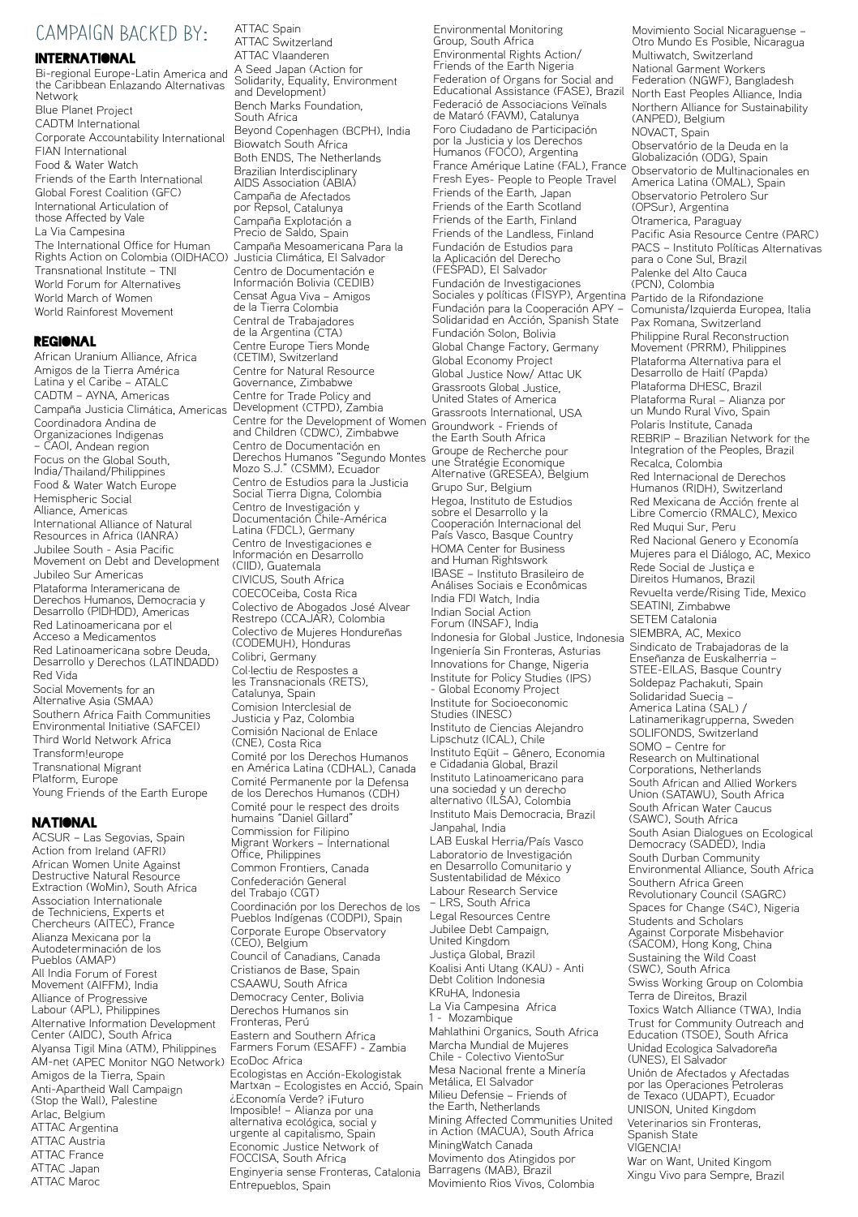# CAMPAIGN BACKED BY:

## INTERNATIONAL

Bi-regional Europe-Latin America and the Caribbean Enlazando Alternativas Network
Blue Planet Project
CADTM International
Corporate Accountability International
FIAN International
Food & Water Watch
Friends of the Earth International
Global Forest Coalition (GFC)
International Articulation of those Affected by Vale
La Via Campesina
The International Office for Human Rights Action on Colombia (OIDHACO)
Transnational Institute – TNI
World Forum for Alternatives
World March of Women
World Rainforest Movement

## REGIONAL

African Uranium Alliance, Africa
Amigos de la Tierra América Latina y el Caribe – ATALC
CADTM – AYNA, Americas
Campaña Justicia Climática, Americas
Coordinadora Andina de Organizaciones Indigenas – CAOI, Andean region
Focus on the Global South, India/Thailand/Philippines
Food & Water Watch Europe
Hemispheric Social Alliance, Americas
International Alliance of Natural Resources in Africa (IANRA)
Jubilee South - Asia Pacific Movement on Debt and Development
Jubileo Sur Americas
Plataforma Interamericana de Derechos Humanos, Democracia y Desarrollo (PIDHDD), Americas
Red Latinoamericana por el Acceso a Medicamentos
Red Latinoamericana sobre Deuda, Desarrollo y Derechos (LATINDADD)
Red Vida
Social Movements for an Alternative Asia (SMAA)
Southern Africa Faith Communities Environmental Initiative (SAFCEI)
Third World Network Africa
Transform!europe
Transnational Migrant Platform, Europe
Young Friends of the Earth Europe

## NATIONAL

ACSUR – Las Segovias, Spain
Action from Ireland (AFRI)
African Women Unite Against Destructive Natural Resource Extraction (WoMin), South Africa
Association Internationale de Techniciens, Experts et Chercheurs (AITEC), France
Alianza Mexicana por la Autodeterminación de los Pueblos (AMAP)
All India Forum of Forest Movement (AIFFM), India
Alliance of Progressive Labour (APL), Philippines
Alternative Information Development Center (AIDC), South Africa
Alyansa Tigil Mina (ATM), Philippines
AM-net (APEC Monitor NGO Network)
Amigos de la Tierra, Spain
Anti-Apartheid Wall Campaign (Stop the Wall), Palestine
Arlac, Belgium
ATTAC Argentina
ATTAC Austria
ATTAC France
ATTAC Japan
ATTAC Maroc
ATTAC Spain
ATTAC Switzerland
ATTAC Vlaanderen
A Seed Japan (Action for Solidarity, Equality, Environment and Development)
Bench Marks Foundation, South Africa
Beyond Copenhagen (BCPH), India
Biowatch South Africa
Both ENDS, The Netherlands
Brazilian Interdisciplinary AIDS Association (ABIA)
Campaña de Afectados por Repsol, Catalunya
Campaña Explotación a Precio de Saldo, Spain
Campaña Mesoamericana Para la Justicia Climática, El Salvador
Centro de Documentación e Información Bolivia (CEDIB)
Censat Agua Viva – Amigos de la Tierra Colombia
Central de Trabajadores de la Argentina (CTA)
Centre Europe Tiers Monde (CETIM), Switzerland
Centre for Natural Resource Governance, Zimbabwe
Centre for Trade Policy and Development (CTPD), Zambia
Centre for the Development of Women and Children (CDWC), Zimbabwe
Centro de Documentación en Derechos Humanos "Segundo Montes Mozo S.J." (CSMM), Ecuador
Centro de Estudios para la Justicia Social Tierra Digna, Colombia
Centro de Investigación y Documentación Chile-América Latina (FDCL), Germany
Centro de Investigaciones e Información en Desarrollo (CIID), Guatemala
CIVICUS, South Africa
COECOCeiba, Costa Rica
Colectivo de Abogados José Alvear Restrepo (CCAJAR), Colombia
Colectivo de Mujeres Hondureñas (CODEMUH), Honduras
Colibri, Germany
Col·lectiu de Respostes a les Transnacionals (RETS), Catalunya, Spain
Comision Interclesial de Justicia y Paz, Colombia
Comisión Nacional de Enlace (CNE), Costa Rica
Comité por los Derechos Humanos en América Latina (CDHAL), Canada
Comité Permanente por la Defensa de los Derechos Humanos (CDH)
Comité pour le respect des droits humains "Daniel Gillard"
Commission for Filipino Migrant Workers – International Office, Philippines
Common Frontiers, Canada
Confederación General del Trabajo (CGT)
Coordinación por los Derechos de los Pueblos Indígenas (CODPI), Spain
Corporate Europe Observatory (CEO), Belgium
Council of Canadians, Canada
Cristianos de Base, Spain
CSAAWU, South Africa
Democracy Center, Bolivia
Derechos Humanos sin Fronteras, Perú
Eastern and Southern Africa Farmers Forum (ESAFF) - Zambia
EcoDoc Africa
Ecologistas en Acción-Ekologistak Martxan – Ecologistes en Acció, Spain
¿Economía Verde? ¡Futuro Imposible! – Alianza por una alternativa ecológica, social y urgente al capitalismo, Spain
Economic Justice Network of FOCCISA, South Africa
Enginyeria sense Fronteras, Catalonia
Entrepueblos, Spain
Environmental Monitoring Group, South Africa
Environmental Rights Action/ Friends of the Earth Nigeria
Federation of Organs for Social and Educational Assistance (FASE), Brazil
Federació de Associacions Veïnals de Mataró (FAVM), Catalunya
Foro Ciudadano de Participación por la Justicia y los Derechos Humanos (FOCO), Argentina
France Amérique Latine (FAL), France
Fresh Eyes- People to People Travel
Friends of the Earth, Japan
Friends of the Earth Scotland
Friends of the Earth, Finland
Friends of the Landless, Finland
Fundación de Estudios para la Aplicación del Derecho (FESPAD), El Salvador
Fundación de Investigaciones Sociales y políticas (FISYP), Argentina
Fundación para la Cooperación APY – Solidaridad en Acción, Spanish State
Fundación Solon, Bolivia
Global Change Factory, Germany
Global Economy Project
Global Justice Now/ Attac UK
Grassroots Global Justice, United States of America
Grassroots International, USA
Groundwork - Friends of the Earth South Africa
Groupe de Recherche pour une Stratégie Economique Alternative (GRESEA), Belgium
Grupo Sur, Belgium
Hegoa, Instituto de Estudios sobre el Desarrollo y la Cooperación Internacional del País Vasco, Basque Country
HOMA Center for Business and Human Rightswork
IBASE – Instituto Brasileiro de Análises Sociais e Econômicas
India FDI Watch, India
Indian Social Action Forum (INSAF), India
Indonesia for Global Justice, Indonesia
Ingeniería Sin Fronteras, Asturias
Innovations for Change, Nigeria
Institute for Policy Studies (IPS) - Global Economy Project
Institute for Socioeconomic Studies (INESC)
Instituto de Ciencias Alejandro Lipschutz (ICAL), Chile
Instituto Eqüit – Gênero, Economia e Cidadania Global, Brazil
Instituto Latinoamericano para una sociedad y un derecho alternativo (ILSA), Colombia
Instituto Mais Democracia, Brazil
Janpahal, India
LAB Euskal Herria/País Vasco
Laboratorio de Investigación en Desarrollo Comunitario y Sustentabilidad de México
Labour Research Service – LRS, South Africa
Legal Resources Centre
Jubilee Debt Campaign, United Kingdom
Justiça Global, Brazil
Koalisi Anti Utang (KAU) - Anti Debt Colition Indonesia
KRuHA, Indonesia
La Via Campesina Africa 1 - Mozambique
Mahlathini Organics, South Africa
Marcha Mundial de Mujeres Chile - Colectivo VientoSur
Mesa Nacional frente a Minería Metálica, El Salvador
Milieu Defensie – Friends of the Earth, Netherlands
Mining Affected Communities United in Action (MACUA), South Africa
MiningWatch Canada
Movimento dos Atingidos por Barragens (MAB), Brazil
Movimiento Rios Vivos, Colombia
Movimiento Social Nicaraguense – Otro Mundo Es Posible, Nicaragua
Multiwatch, Switzerland
National Garment Workers Federation (NGWF), Bangladesh
North East Peoples Alliance, India
Northern Alliance for Sustainability (ANPED), Belgium
NOVACT, Spain
Observatório de la Deuda en la Globalización (ODG), Spain
Observatorio de Multinacionales en America Latina (OMAL), Spain
Observatorio Petrolero Sur (OPSur), Argentina
Otramerica, Paraguay
Pacific Asia Resource Centre (PARC)
PACS – Instituto Políticas Alternativas para o Cone Sul, Brazil
Palenke del Alto Cauca (PCN), Colombia
Partido de la Rifondazione Comunista/Izquierda Europea, Italia
Pax Romana, Switzerland
Philippine Rural Reconstruction Movement (PRRM), Philippines
Plataforma Alternativa para el Desarrollo de Haití (Papda)
Plataforma DHESC, Brazil
Plataforma Rural – Alianza por un Mundo Rural Vivo, Spain
Polaris Institute, Canada
REBRIP – Brazilian Network for the Integration of the Peoples, Brazil
Recalca, Colombia
Red Internacional de Derechos Humanos (RIDH), Switzerland
Red Mexicana de Acción frente al Libre Comercio (RMALC), Mexico
Red Muqui Sur, Peru
Red Nacional Genero y Economía Mujeres para el Diálogo, AC, Mexico
Rede Social de Justiça e Direitos Humanos, Brazil
Revuelta verde/Rising Tide, Mexico
SEATINI, Zimbabwe
SETEM Catalonia
SIEMBRA, AC, Mexico
Sindicato de Trabajadoras de la Enseñanza de Euskalherria – STEE-EILAS, Basque Country
Soldepaz Pachakuti, Spain
Solidaridad Suecia – America Latina (SAL) / Latinamerikagrupperna, Sweden
SOLIFONDS, Switzerland
SOMO – Centre for Research on Multinational Corporations, Netherlands
South African and Allied Workers Union (SATAWU), South Africa
South African Water Caucus (SAWC), South Africa
South Asian Dialogues on Ecological Democracy (SADED), India
South Durban Community Environmental Alliance, South Africa
Southern Africa Green Revolutionary Council (SAGRC)
Spaces for Change (S4C), Nigeria
Students and Scholars Against Corporate Misbehavior (SACOM), Hong Kong, China
Sustaining the Wild Coast (SWC), South Africa
Swiss Working Group on Colombia
Terra de Direitos, Brazil
Toxics Watch Alliance (TWA), India
Trust for Community Outreach and Education (TSOE), South Africa
Unidad Ecologica Salvadoreña (UNES), El Salvador
Unión de Afectados y Afectadas por las Operaciones Petroleras de Texaco (UDAPT), Ecuador
UNISON, United Kingdom
Veterinarios sin Fronteras, Spanish State
VIGENCIA!
War on Want, United Kingom
Xingu Vivo para Sempre, Brazil